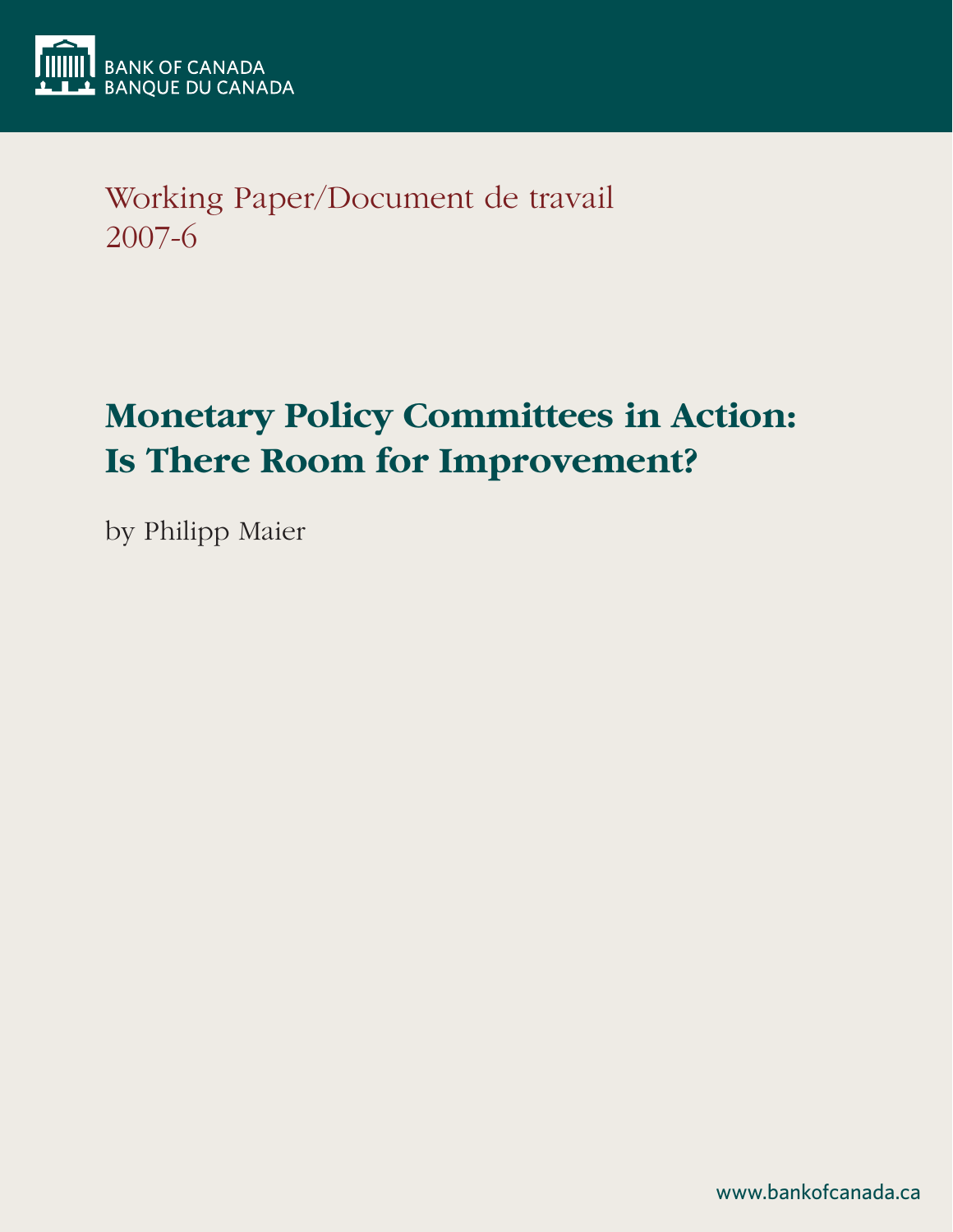BANK OF CANADA
BANQUE DU CANADA

Working Paper/Document de travail
2007-6

# Monetary Policy Committees in Action: Is There Room for Improvement?

by Philipp Maier

www.bankofcanada.ca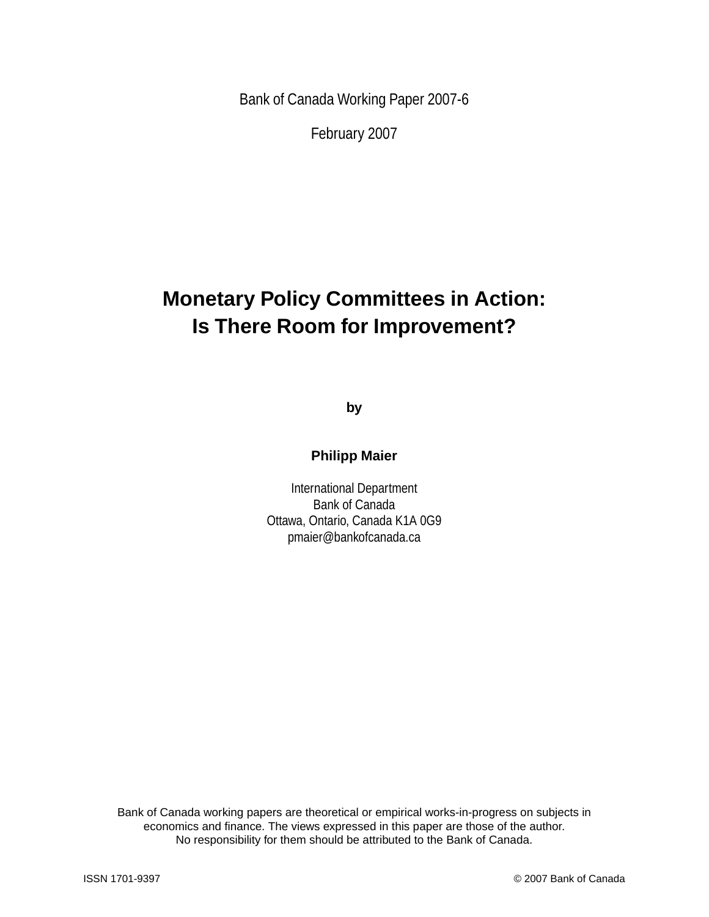Bank of Canada Working Paper 2007-6

February 2007

# Monetary Policy Committees in Action: Is There Room for Improvement?

by

**Philipp Maier**

International Department
Bank of Canada
Ottawa, Ontario, Canada K1A 0G9
pmaier@bankofcanada.ca

Bank of Canada working papers are theoretical or empirical works-in-progress on subjects in economics and finance. The views expressed in this paper are those of the author. No responsibility for them should be attributed to the Bank of Canada.

ISSN 1701-9397

© 2007 Bank of Canada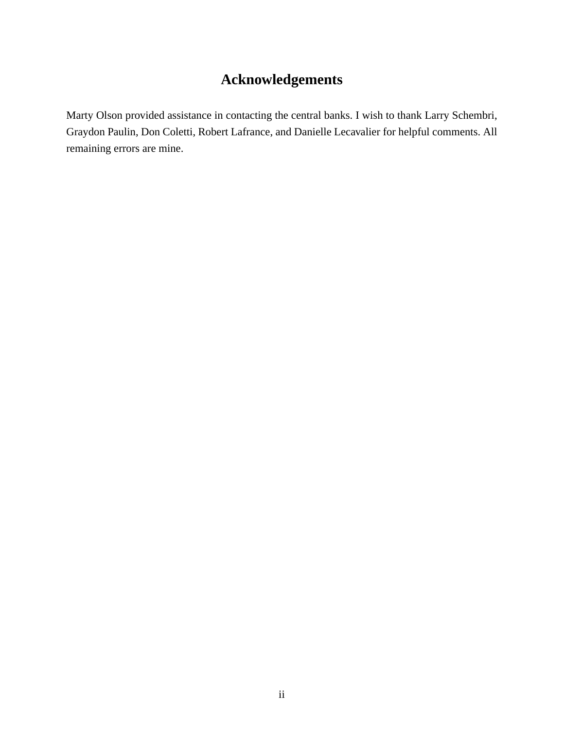# Acknowledgements

Marty Olson provided assistance in contacting the central banks. I wish to thank Larry Schembri, Graydon Paulin, Don Coletti, Robert Lafrance, and Danielle Lecavalier for helpful comments. All remaining errors are mine.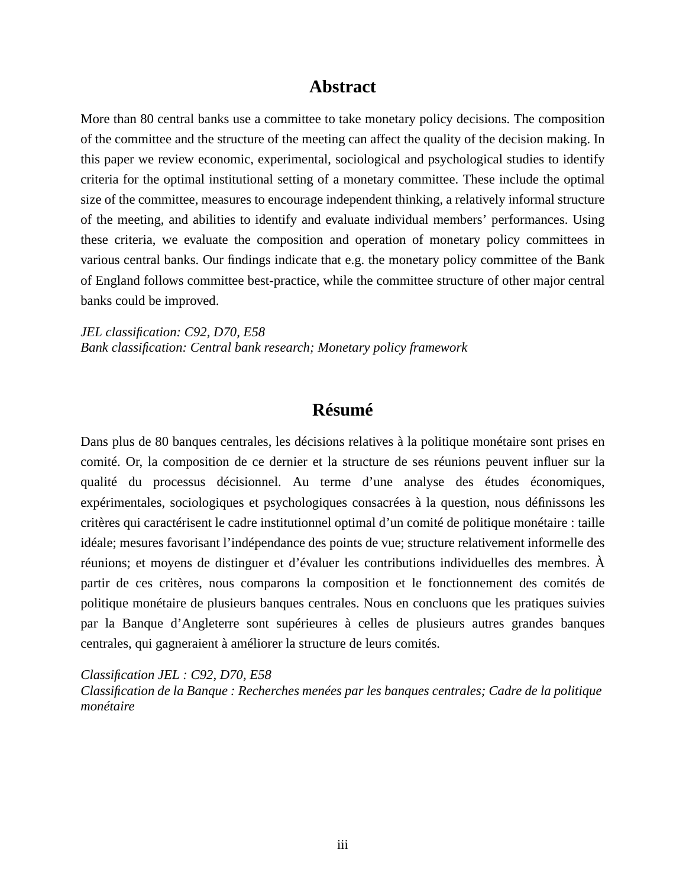# Abstract

More than 80 central banks use a committee to take monetary policy decisions. The composition of the committee and the structure of the meeting can affect the quality of the decision making. In this paper we review economic, experimental, sociological and psychological studies to identify criteria for the optimal institutional setting of a monetary committee. These include the optimal size of the committee, measures to encourage independent thinking, a relatively informal structure of the meeting, and abilities to identify and evaluate individual members' performances. Using these criteria, we evaluate the composition and operation of monetary policy committees in various central banks. Our findings indicate that e.g. the monetary policy committee of the Bank of England follows committee best-practice, while the committee structure of other major central banks could be improved.

*JEL classification: C92, D70, E58*
*Bank classification: Central bank research; Monetary policy framework*

# Résumé

Dans plus de 80 banques centrales, les décisions relatives à la politique monétaire sont prises en comité. Or, la composition de ce dernier et la structure de ses réunions peuvent influer sur la qualité du processus décisionnel. Au terme d'une analyse des études économiques, expérimentales, sociologiques et psychologiques consacrées à la question, nous définissons les critères qui caractérisent le cadre institutionnel optimal d'un comité de politique monétaire : taille idéale; mesures favorisant l'indépendance des points de vue; structure relativement informelle des réunions; et moyens de distinguer et d'évaluer les contributions individuelles des membres. À partir de ces critères, nous comparons la composition et le fonctionnement des comités de politique monétaire de plusieurs banques centrales. Nous en concluons que les pratiques suivies par la Banque d'Angleterre sont supérieures à celles de plusieurs autres grandes banques centrales, qui gagneraient à améliorer la structure de leurs comités.

*Classification JEL : C92, D70, E58*
*Classification de la Banque : Recherches menées par les banques centrales; Cadre de la politique monétaire*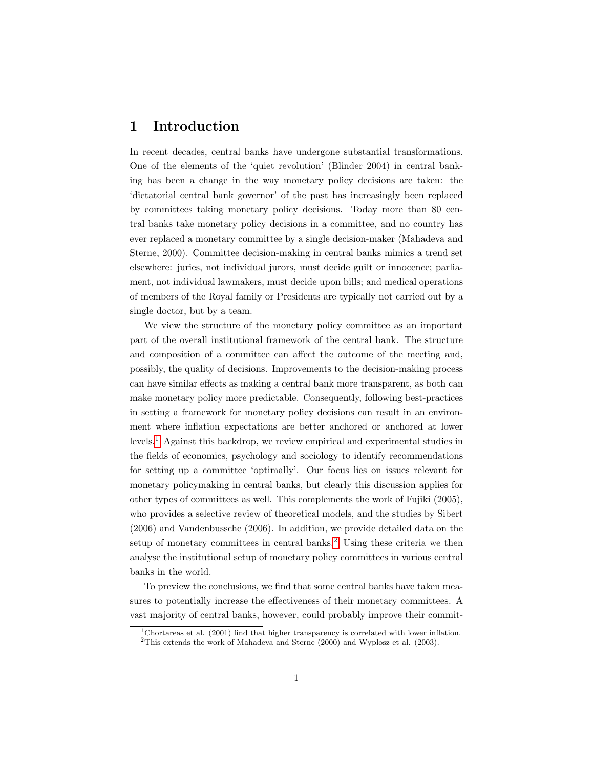# 1 Introduction

In recent decades, central banks have undergone substantial transformations. One of the elements of the 'quiet revolution' (Blinder 2004) in central banking has been a change in the way monetary policy decisions are taken: the 'dictatorial central bank governor' of the past has increasingly been replaced by committees taking monetary policy decisions. Today more than 80 central banks take monetary policy decisions in a committee, and no country has ever replaced a monetary committee by a single decision-maker (Mahadeva and Sterne, 2000). Committee decision-making in central banks mimics a trend set elsewhere: juries, not individual jurors, must decide guilt or innocence; parliament, not individual lawmakers, must decide upon bills; and medical operations of members of the Royal family or Presidents are typically not carried out by a single doctor, but by a team.

We view the structure of the monetary policy committee as an important part of the overall institutional framework of the central bank. The structure and composition of a committee can affect the outcome of the meeting and, possibly, the quality of decisions. Improvements to the decision-making process can have similar effects as making a central bank more transparent, as both can make monetary policy more predictable. Consequently, following best-practices in setting a framework for monetary policy decisions can result in an environment where inflation expectations are better anchored or anchored at lower levels.[1] Against this backdrop, we review empirical and experimental studies in the fields of economics, psychology and sociology to identify recommendations for setting up a committee 'optimally'. Our focus lies on issues relevant for monetary policymaking in central banks, but clearly this discussion applies for other types of committees as well. This complements the work of Fujiki (2005), who provides a selective review of theoretical models, and the studies by Sibert (2006) and Vandenbussche (2006). In addition, we provide detailed data on the setup of monetary committees in central banks.[2] Using these criteria we then analyse the institutional setup of monetary policy committees in various central banks in the world.

To preview the conclusions, we find that some central banks have taken measures to potentially increase the effectiveness of their monetary committees. A vast majority of central banks, however, could probably improve their commit-

[1] Chortareas et al. (2001) find that higher transparency is correlated with lower inflation.

[2] This extends the work of Mahadeva and Sterne (2000) and Wyplosz et al. (2003).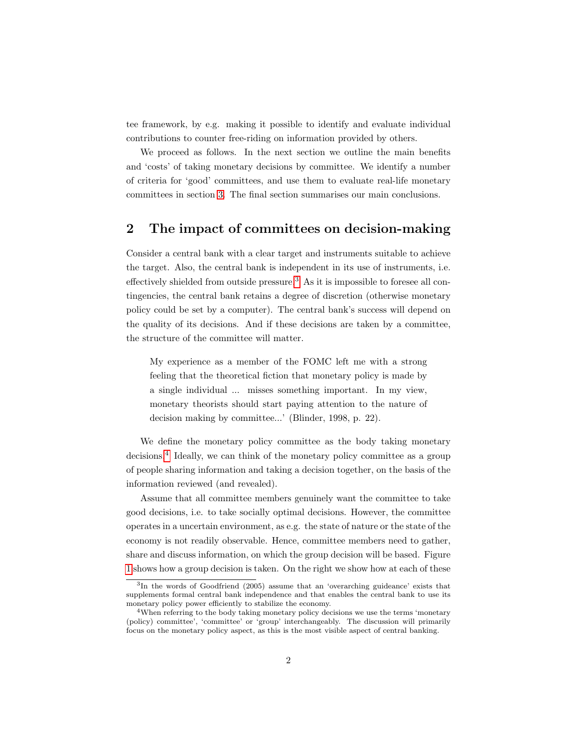tee framework, by e.g. making it possible to identify and evaluate individual contributions to counter free-riding on information provided by others.

We proceed as follows. In the next section we outline the main benefits and 'costs' of taking monetary decisions by committee. We identify a number of criteria for 'good' committees, and use them to evaluate real-life monetary committees in section 3. The final section summarises our main conclusions.

## 2 The impact of committees on decision-making

Consider a central bank with a clear target and instruments suitable to achieve the target. Also, the central bank is independent in its use of instruments, i.e. effectively shielded from outside pressure.[3] As it is impossible to foresee all contingencies, the central bank retains a degree of discretion (otherwise monetary policy could be set by a computer). The central bank's success will depend on the quality of its decisions. And if these decisions are taken by a committee, the structure of the committee will matter.

> My experience as a member of the FOMC left me with a strong feeling that the theoretical fiction that monetary policy is made by a single individual ... misses something important. In my view, monetary theorists should start paying attention to the nature of decision making by committee...' (Blinder, 1998, p. 22).

We define the monetary policy committee as the body taking monetary decisions.[4] Ideally, we can think of the monetary policy committee as a group of people sharing information and taking a decision together, on the basis of the information reviewed (and revealed).

Assume that all committee members genuinely want the committee to take good decisions, i.e. to take socially optimal decisions. However, the committee operates in a uncertain environment, as e.g. the state of nature or the state of the economy is not readily observable. Hence, committee members need to gather, share and discuss information, on which the group decision will be based. Figure 1 shows how a group decision is taken. On the right we show how at each of these

[3] In the words of Goodfriend (2005) assume that an 'overarching guideance' exists that supplements formal central bank independence and that enables the central bank to use its monetary policy power efficiently to stabilize the economy.

[4] When referring to the body taking monetary policy decisions we use the terms 'monetary (policy) committee', 'committee' or 'group' interchangeably. The discussion will primarily focus on the monetary policy aspect, as this is the most visible aspect of central banking.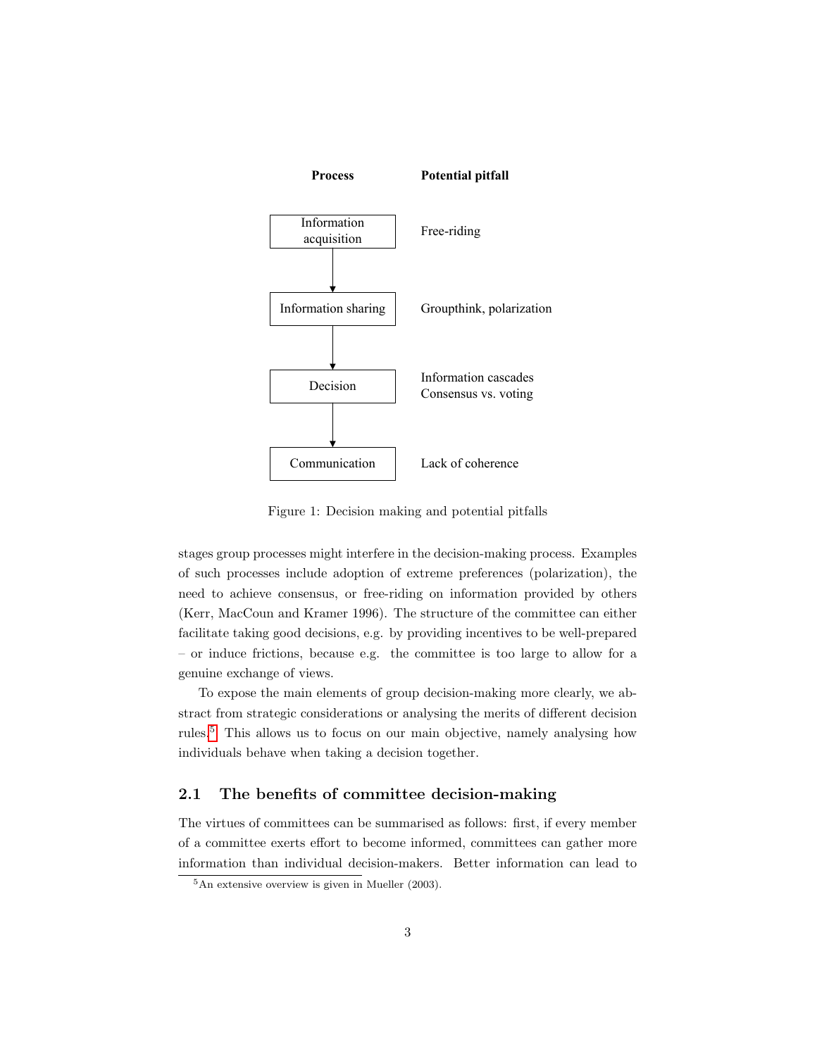| Process | Potential pitfall |
| --- | --- |
| Information acquisition | Free-riding |
| Information sharing | Groupthink, polarization |
| Decision | Information cascades<br>Consensus vs. voting |
| Communication | Lack of coherence |

Figure 1: Decision making and potential pitfalls

stages group processes might interfere in the decision-making process. Examples of such processes include adoption of extreme preferences (polarization), the need to achieve consensus, or free-riding on information provided by others (Kerr, MacCoun and Kramer 1996). The structure of the committee can either facilitate taking good decisions, e.g. by providing incentives to be well-prepared – or induce frictions, because e.g. the committee is too large to allow for a genuine exchange of views.

To expose the main elements of group decision-making more clearly, we abstract from strategic considerations or analysing the merits of different decision rules.[5] This allows us to focus on our main objective, namely analysing how individuals behave when taking a decision together.

## 2.1 The benefits of committee decision-making

The virtues of committees can be summarised as follows: first, if every member of a committee exerts effort to become informed, committees can gather more information than individual decision-makers. Better information can lead to

[5] An extensive overview is given in Mueller (2003).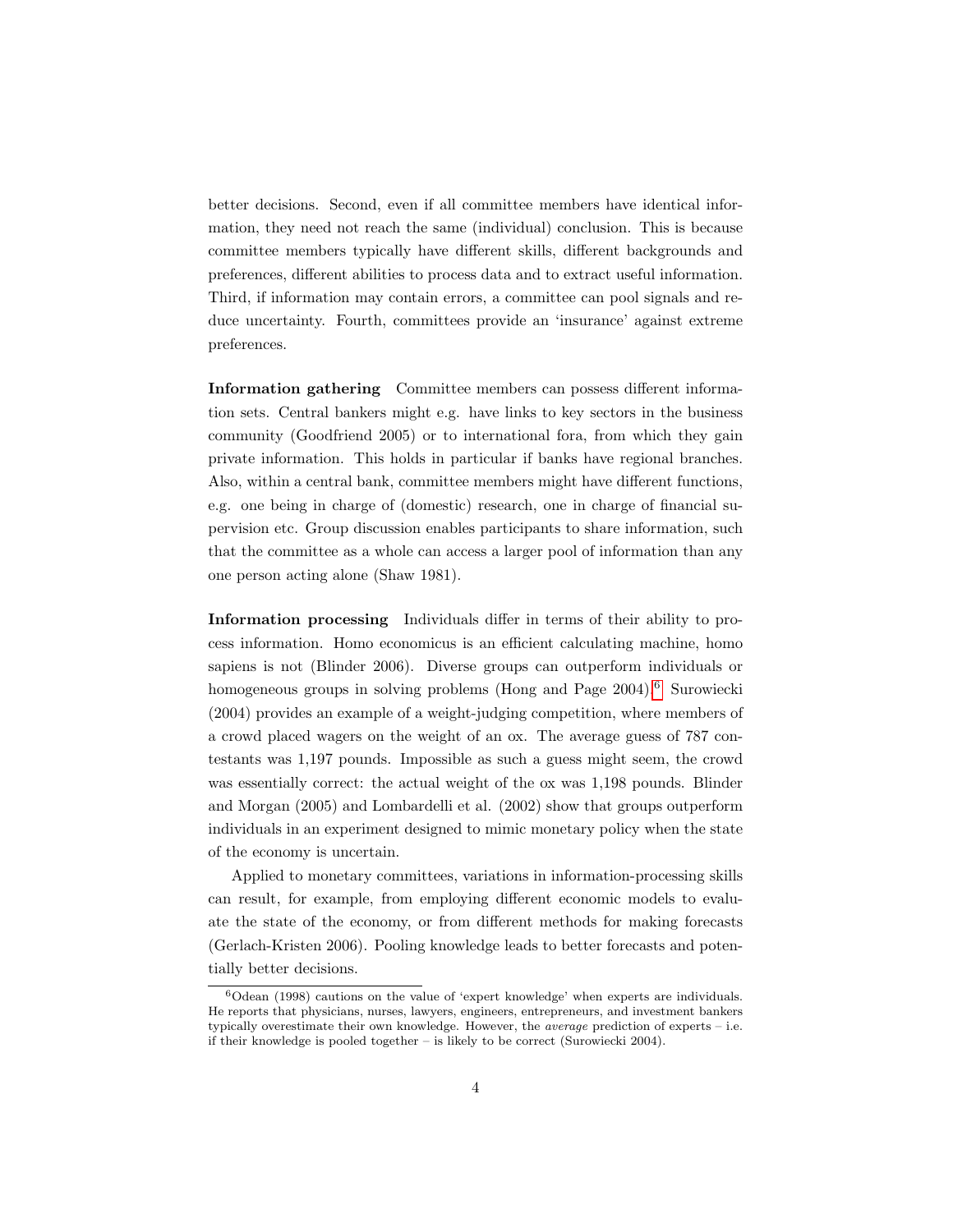better decisions. Second, even if all committee members have identical information, they need not reach the same (individual) conclusion. This is because committee members typically have different skills, different backgrounds and preferences, different abilities to process data and to extract useful information. Third, if information may contain errors, a committee can pool signals and reduce uncertainty. Fourth, committees provide an 'insurance' against extreme preferences.

**Information gathering** Committee members can possess different information sets. Central bankers might e.g. have links to key sectors in the business community (Goodfriend 2005) or to international fora, from which they gain private information. This holds in particular if banks have regional branches. Also, within a central bank, committee members might have different functions, e.g. one being in charge of (domestic) research, one in charge of financial supervision etc. Group discussion enables participants to share information, such that the committee as a whole can access a larger pool of information than any one person acting alone (Shaw 1981).

**Information processing** Individuals differ in terms of their ability to process information. Homo economicus is an efficient calculating machine, homo sapiens is not (Blinder 2006). Diverse groups can outperform individuals or homogeneous groups in solving problems (Hong and Page 2004).[6] Surowiecki (2004) provides an example of a weight-judging competition, where members of a crowd placed wagers on the weight of an ox. The average guess of 787 contestants was 1,197 pounds. Impossible as such a guess might seem, the crowd was essentially correct: the actual weight of the ox was 1,198 pounds. Blinder and Morgan (2005) and Lombardelli et al. (2002) show that groups outperform individuals in an experiment designed to mimic monetary policy when the state of the economy is uncertain.

Applied to monetary committees, variations in information-processing skills can result, for example, from employing different economic models to evaluate the state of the economy, or from different methods for making forecasts (Gerlach-Kristen 2006). Pooling knowledge leads to better forecasts and potentially better decisions.

[6] Odean (1998) cautions on the value of 'expert knowledge' when experts are individuals. He reports that physicians, nurses, lawyers, engineers, entrepreneurs, and investment bankers typically overestimate their own knowledge. However, the *average* prediction of experts – i.e. if their knowledge is pooled together – is likely to be correct (Surowiecki 2004).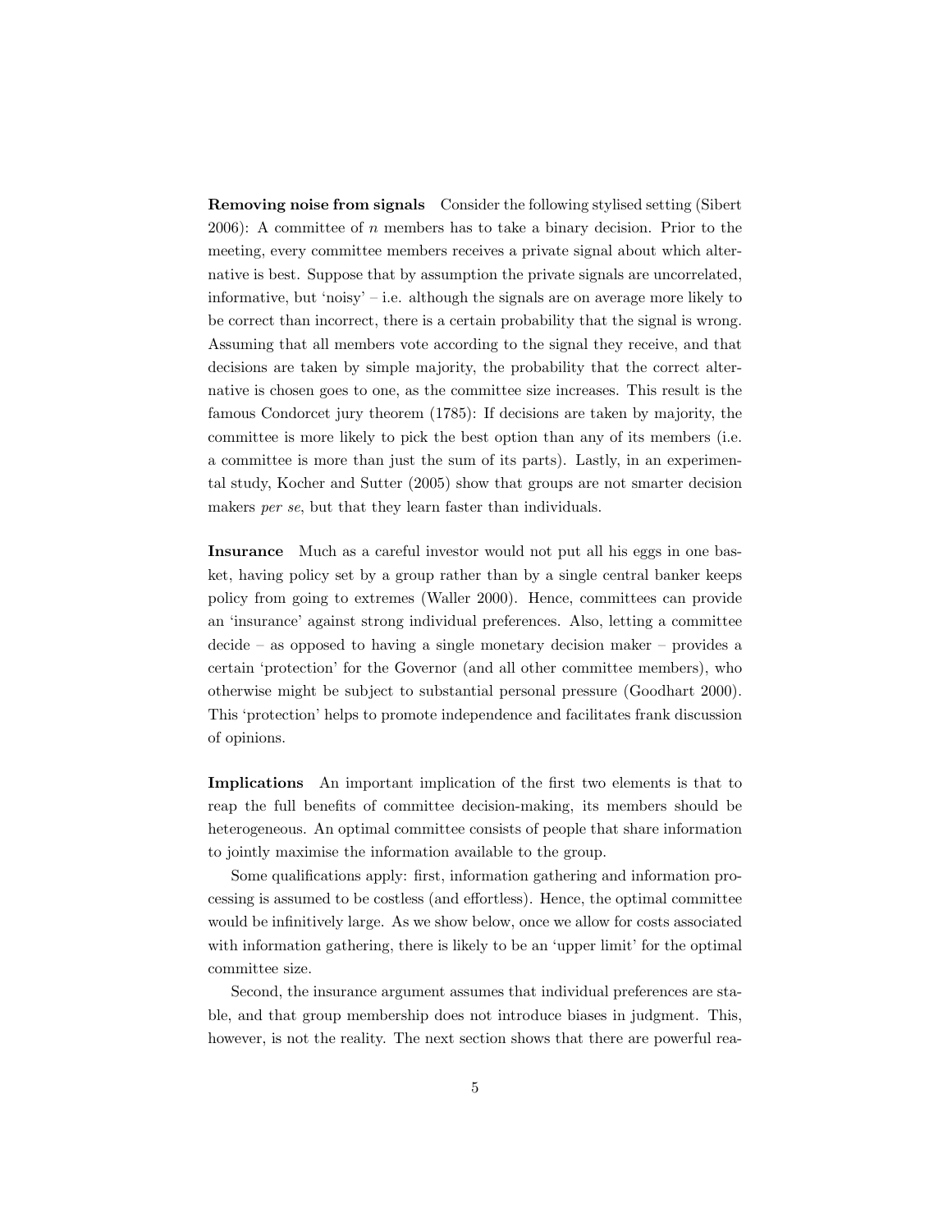**Removing noise from signals** Consider the following stylised setting (Sibert 2006): A committee of $n$ members has to take a binary decision. Prior to the meeting, every committee members receives a private signal about which alternative is best. Suppose that by assumption the private signals are uncorrelated, informative, but 'noisy' – i.e. although the signals are on average more likely to be correct than incorrect, there is a certain probability that the signal is wrong. Assuming that all members vote according to the signal they receive, and that decisions are taken by simple majority, the probability that the correct alternative is chosen goes to one, as the committee size increases. This result is the famous Condorcet jury theorem (1785): If decisions are taken by majority, the committee is more likely to pick the best option than any of its members (i.e. a committee is more than just the sum of its parts). Lastly, in an experimental study, Kocher and Sutter (2005) show that groups are not smarter decision makers *per se*, but that they learn faster than individuals.

**Insurance** Much as a careful investor would not put all his eggs in one basket, having policy set by a group rather than by a single central banker keeps policy from going to extremes (Waller 2000). Hence, committees can provide an 'insurance' against strong individual preferences. Also, letting a committee decide – as opposed to having a single monetary decision maker – provides a certain 'protection' for the Governor (and all other committee members), who otherwise might be subject to substantial personal pressure (Goodhart 2000). This 'protection' helps to promote independence and facilitates frank discussion of opinions.

**Implications** An important implication of the first two elements is that to reap the full benefits of committee decision-making, its members should be heterogeneous. An optimal committee consists of people that share information to jointly maximise the information available to the group.

Some qualifications apply: first, information gathering and information processing is assumed to be costless (and effortless). Hence, the optimal committee would be infinitively large. As we show below, once we allow for costs associated with information gathering, there is likely to be an 'upper limit' for the optimal committee size.

Second, the insurance argument assumes that individual preferences are stable, and that group membership does not introduce biases in judgment. This, however, is not the reality. The next section shows that there are powerful rea-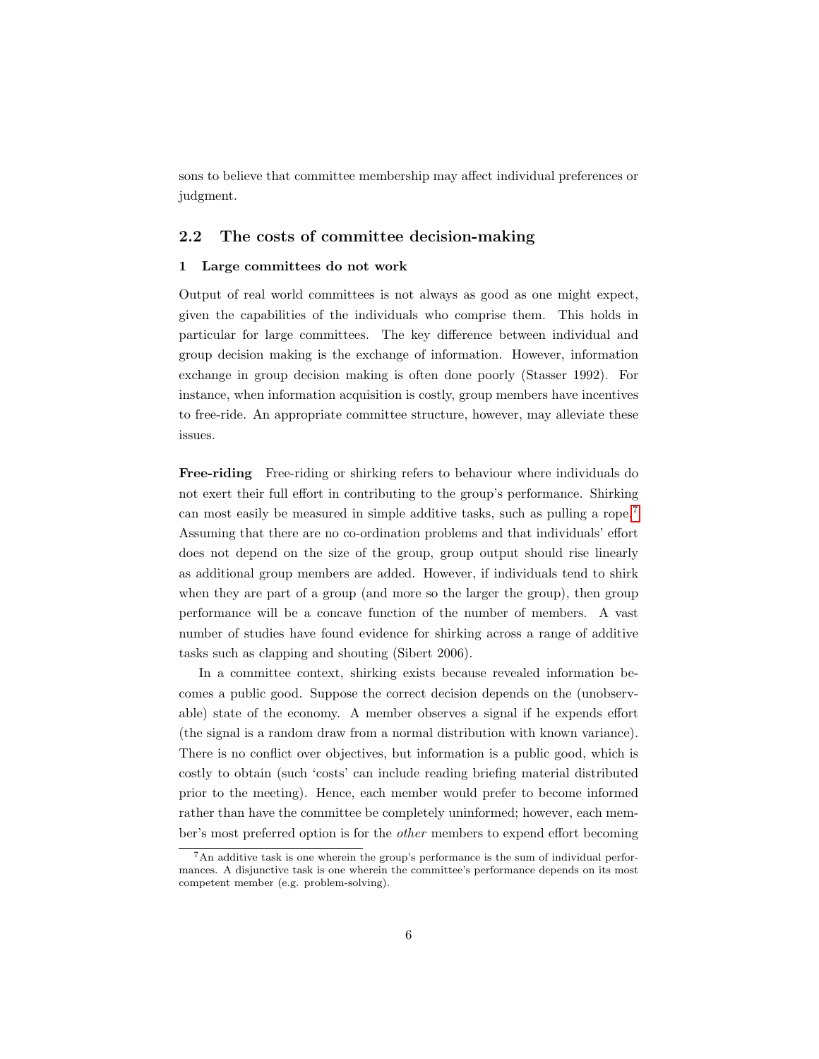sons to believe that committee membership may affect individual preferences or judgment.

## 2.2 The costs of committee decision-making

### 1 Large committees do not work

Output of real world committees is not always as good as one might expect, given the capabilities of the individuals who comprise them. This holds in particular for large committees. The key difference between individual and group decision making is the exchange of information. However, information exchange in group decision making is often done poorly (Stasser 1992). For instance, when information acquisition is costly, group members have incentives to free-ride. An appropriate committee structure, however, may alleviate these issues.

**Free-riding** Free-riding or shirking refers to behaviour where individuals do not exert their full effort in contributing to the group's performance. Shirking can most easily be measured in simple additive tasks, such as pulling a rope.[7] Assuming that there are no co-ordination problems and that individuals' effort does not depend on the size of the group, group output should rise linearly as additional group members are added. However, if individuals tend to shirk when they are part of a group (and more so the larger the group), then group performance will be a concave function of the number of members. A vast number of studies have found evidence for shirking across a range of additive tasks such as clapping and shouting (Sibert 2006).

In a committee context, shirking exists because revealed information becomes a public good. Suppose the correct decision depends on the (unobservable) state of the economy. A member observes a signal if he expends effort (the signal is a random draw from a normal distribution with known variance). There is no conflict over objectives, but information is a public good, which is costly to obtain (such 'costs' can include reading briefing material distributed prior to the meeting). Hence, each member would prefer to become informed rather than have the committee be completely uninformed; however, each member's most preferred option is for the *other* members to expend effort becoming

[7] An additive task is one wherein the group's performance is the sum of individual performances. A disjunctive task is one wherein the committee's performance depends on its most competent member (e.g. problem-solving).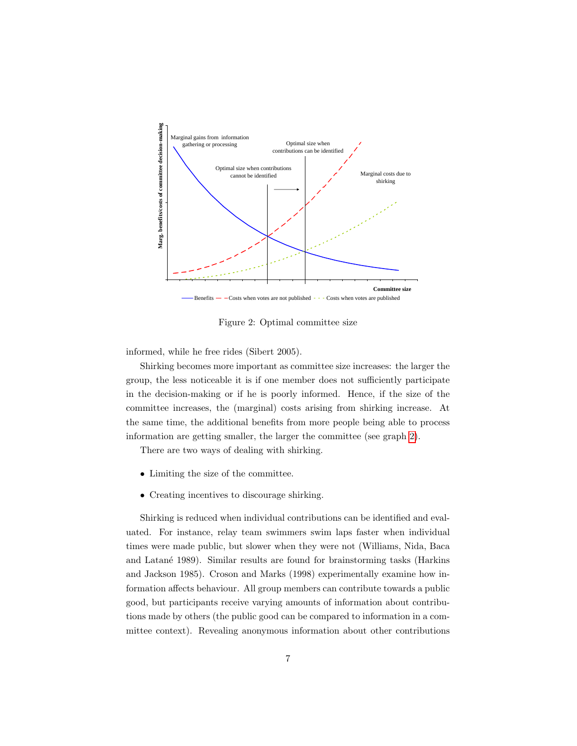Figure 2: Optimal committee size

informed, while he free rides (Sibert 2005).

Shirking becomes more important as committee size increases: the larger the group, the less noticeable it is if one member does not sufficiently participate in the decision-making or if he is poorly informed. Hence, if the size of the committee increases, the (marginal) costs arising from shirking increase. At the same time, the additional benefits from more people being able to process information are getting smaller, the larger the committee (see graph 2).

There are two ways of dealing with shirking.

- Limiting the size of the committee.
- Creating incentives to discourage shirking.

Shirking is reduced when individual contributions can be identified and evaluated. For instance, relay team swimmers swim laps faster when individual times were made public, but slower when they were not (Williams, Nida, Baca and Latané 1989). Similar results are found for brainstorming tasks (Harkins and Jackson 1985). Croson and Marks (1998) experimentally examine how information affects behaviour. All group members can contribute towards a public good, but participants receive varying amounts of information about contributions made by others (the public good can be compared to information in a committee context). Revealing anonymous information about other contributions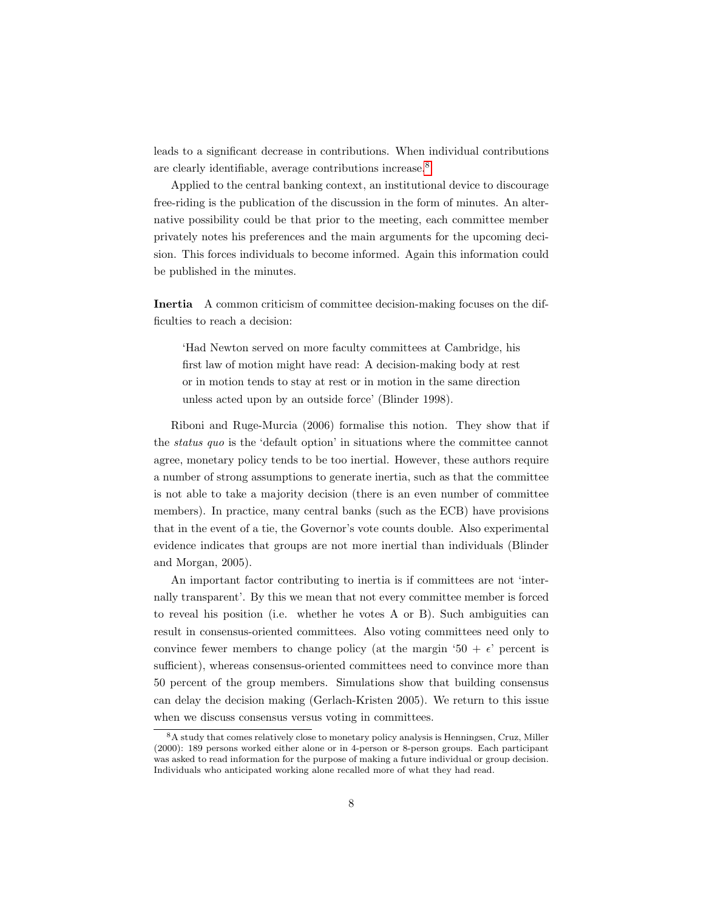leads to a significant decrease in contributions. When individual contributions are clearly identifiable, average contributions increase.[8]

Applied to the central banking context, an institutional device to discourage free-riding is the publication of the discussion in the form of minutes. An alternative possibility could be that prior to the meeting, each committee member privately notes his preferences and the main arguments for the upcoming decision. This forces individuals to become informed. Again this information could be published in the minutes.

**Inertia** A common criticism of committee decision-making focuses on the difficulties to reach a decision:

> 'Had Newton served on more faculty committees at Cambridge, his first law of motion might have read: A decision-making body at rest or in motion tends to stay at rest or in motion in the same direction unless acted upon by an outside force' (Blinder 1998).

Riboni and Ruge-Murcia (2006) formalise this notion. They show that if the *status quo* is the 'default option' in situations where the committee cannot agree, monetary policy tends to be too inertial. However, these authors require a number of strong assumptions to generate inertia, such as that the committee is not able to take a majority decision (there is an even number of committee members). In practice, many central banks (such as the ECB) have provisions that in the event of a tie, the Governor's vote counts double. Also experimental evidence indicates that groups are not more inertial than individuals (Blinder and Morgan, 2005).

An important factor contributing to inertia is if committees are not 'internally transparent'. By this we mean that not every committee member is forced to reveal his position (i.e. whether he votes A or B). Such ambiguities can result in consensus-oriented committees. Also voting committees need only to convince fewer members to change policy (at the margin '$50 + \epsilon$' percent is sufficient), whereas consensus-oriented committees need to convince more than 50 percent of the group members. Simulations show that building consensus can delay the decision making (Gerlach-Kristen 2005). We return to this issue when we discuss consensus versus voting in committees.

[8] A study that comes relatively close to monetary policy analysis is Henningsen, Cruz, Miller (2000): 189 persons worked either alone or in 4-person or 8-person groups. Each participant was asked to read information for the purpose of making a future individual or group decision. Individuals who anticipated working alone recalled more of what they had read.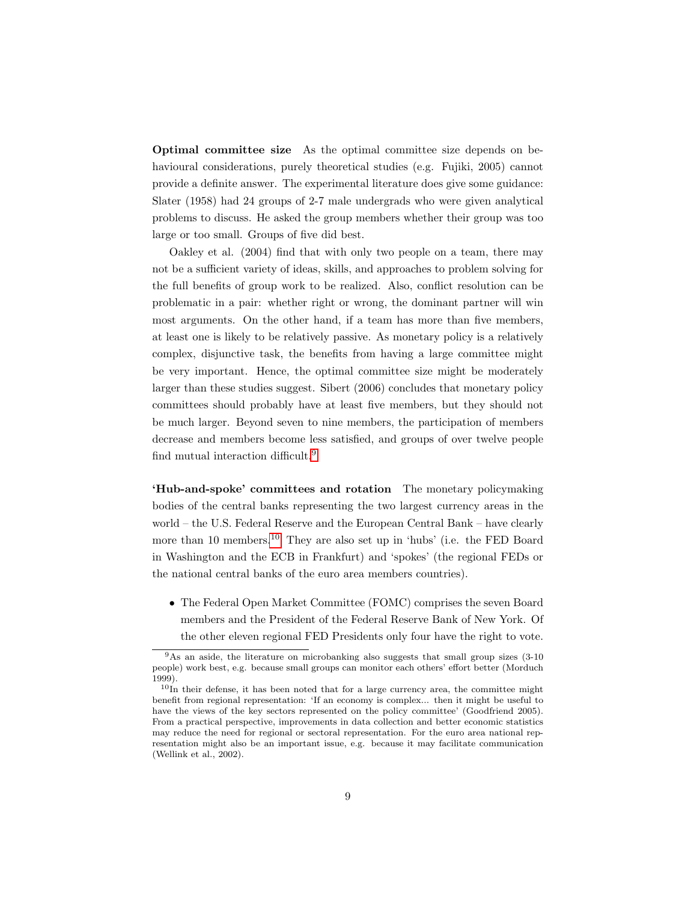**Optimal committee size** As the optimal committee size depends on behavioural considerations, purely theoretical studies (e.g. Fujiki, 2005) cannot provide a definite answer. The experimental literature does give some guidance: Slater (1958) had 24 groups of 2-7 male undergrads who were given analytical problems to discuss. He asked the group members whether their group was too large or too small. Groups of five did best.

Oakley et al. (2004) find that with only two people on a team, there may not be a sufficient variety of ideas, skills, and approaches to problem solving for the full benefits of group work to be realized. Also, conflict resolution can be problematic in a pair: whether right or wrong, the dominant partner will win most arguments. On the other hand, if a team has more than five members, at least one is likely to be relatively passive. As monetary policy is a relatively complex, disjunctive task, the benefits from having a large committee might be very important. Hence, the optimal committee size might be moderately larger than these studies suggest. Sibert (2006) concludes that monetary policy committees should probably have at least five members, but they should not be much larger. Beyond seven to nine members, the participation of members decrease and members become less satisfied, and groups of over twelve people find mutual interaction difficult.[9]

**'Hub-and-spoke' committees and rotation** The monetary policymaking bodies of the central banks representing the two largest currency areas in the world – the U.S. Federal Reserve and the European Central Bank – have clearly more than 10 members.[10] They are also set up in 'hubs' (i.e. the FED Board in Washington and the ECB in Frankfurt) and 'spokes' (the regional FEDs or the national central banks of the euro area members countries).

- The Federal Open Market Committee (FOMC) comprises the seven Board members and the President of the Federal Reserve Bank of New York. Of the other eleven regional FED Presidents only four have the right to vote.

[9] As an aside, the literature on microbanking also suggests that small group sizes (3-10 people) work best, e.g. because small groups can monitor each others' effort better (Morduch 1999).

[10] In their defense, it has been noted that for a large currency area, the committee might benefit from regional representation: 'If an economy is complex... then it might be useful to have the views of the key sectors represented on the policy committee' (Goodfriend 2005). From a practical perspective, improvements in data collection and better economic statistics may reduce the need for regional or sectoral representation. For the euro area national representation might also be an important issue, e.g. because it may facilitate communication (Wellink et al., 2002).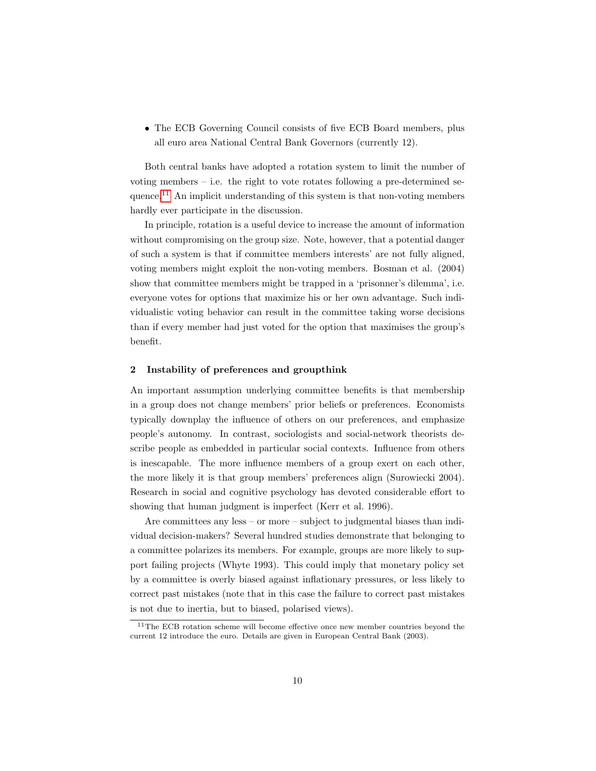- The ECB Governing Council consists of five ECB Board members, plus all euro area National Central Bank Governors (currently 12).

Both central banks have adopted a rotation system to limit the number of voting members – i.e. the right to vote rotates following a pre-determined sequence.[11] An implicit understanding of this system is that non-voting members hardly ever participate in the discussion.

In principle, rotation is a useful device to increase the amount of information without compromising on the group size. Note, however, that a potential danger of such a system is that if committee members interests' are not fully aligned, voting members might exploit the non-voting members. Bosman et al. (2004) show that committee members might be trapped in a 'prisonner's dilemma', i.e. everyone votes for options that maximize his or her own advantage. Such individualistic voting behavior can result in the committee taking worse decisions than if every member had just voted for the option that maximises the group's benefit.

## 2 Instability of preferences and groupthink

An important assumption underlying committee benefits is that membership in a group does not change members' prior beliefs or preferences. Economists typically downplay the influence of others on our preferences, and emphasize people's autonomy. In contrast, sociologists and social-network theorists describe people as embedded in particular social contexts. Influence from others is inescapable. The more influence members of a group exert on each other, the more likely it is that group members' preferences align (Surowiecki 2004). Research in social and cognitive psychology has devoted considerable effort to showing that human judgment is imperfect (Kerr et al. 1996).

Are committees any less – or more – subject to judgmental biases than individual decision-makers? Several hundred studies demonstrate that belonging to a committee polarizes its members. For example, groups are more likely to support failing projects (Whyte 1993). This could imply that monetary policy set by a committee is overly biased against inflationary pressures, or less likely to correct past mistakes (note that in this case the failure to correct past mistakes is not due to inertia, but to biased, polarised views).

[11] The ECB rotation scheme will become effective once new member countries beyond the current 12 introduce the euro. Details are given in European Central Bank (2003).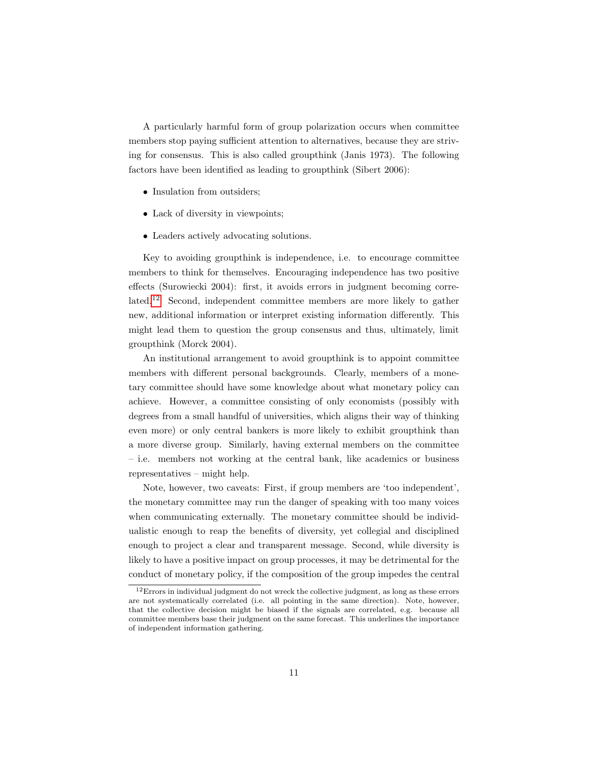A particularly harmful form of group polarization occurs when committee members stop paying sufficient attention to alternatives, because they are striving for consensus. This is also called groupthink (Janis 1973). The following factors have been identified as leading to groupthink (Sibert 2006):

- Insulation from outsiders;
- Lack of diversity in viewpoints;
- Leaders actively advocating solutions.

Key to avoiding groupthink is independence, i.e. to encourage committee members to think for themselves. Encouraging independence has two positive effects (Surowiecki 2004): first, it avoids errors in judgment becoming correlated.[12] Second, independent committee members are more likely to gather new, additional information or interpret existing information differently. This might lead them to question the group consensus and thus, ultimately, limit groupthink (Morck 2004).

An institutional arrangement to avoid groupthink is to appoint committee members with different personal backgrounds. Clearly, members of a monetary committee should have some knowledge about what monetary policy can achieve. However, a committee consisting of only economists (possibly with degrees from a small handful of universities, which aligns their way of thinking even more) or only central bankers is more likely to exhibit groupthink than a more diverse group. Similarly, having external members on the committee – i.e. members not working at the central bank, like academics or business representatives – might help.

Note, however, two caveats: First, if group members are 'too independent', the monetary committee may run the danger of speaking with too many voices when communicating externally. The monetary committee should be individualistic enough to reap the benefits of diversity, yet collegial and disciplined enough to project a clear and transparent message. Second, while diversity is likely to have a positive impact on group processes, it may be detrimental for the conduct of monetary policy, if the composition of the group impedes the central

[12] Errors in individual judgment do not wreck the collective judgment, as long as these errors are not systematically correlated (i.e. all pointing in the same direction). Note, however, that the collective decision might be biased if the signals are correlated, e.g. because all committee members base their judgment on the same forecast. This underlines the importance of independent information gathering.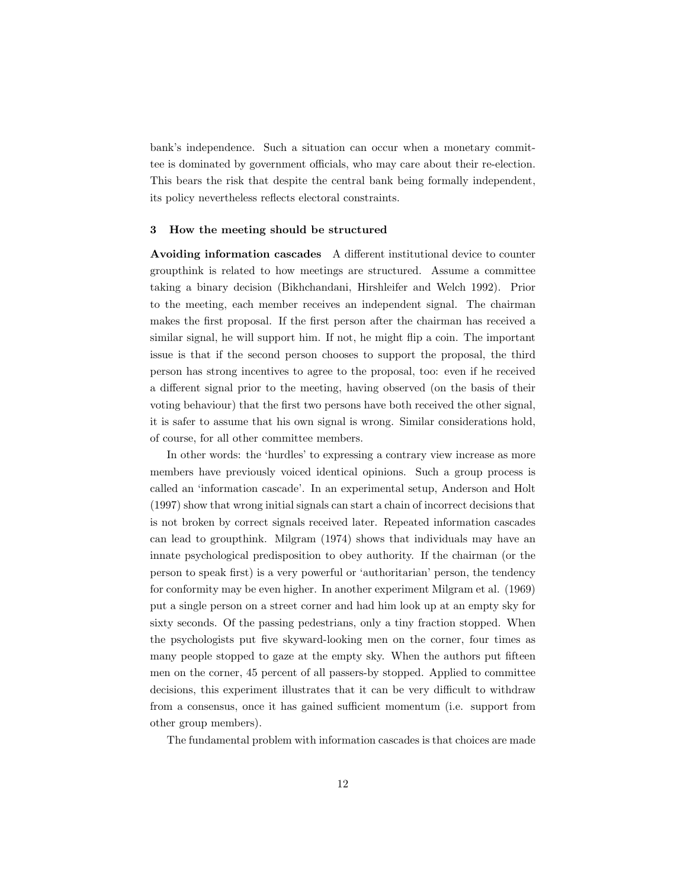bank's independence. Such a situation can occur when a monetary committee is dominated by government officials, who may care about their re-election. This bears the risk that despite the central bank being formally independent, its policy nevertheless reflects electoral constraints.

## 3 How the meeting should be structured

**Avoiding information cascades** A different institutional device to counter groupthink is related to how meetings are structured. Assume a committee taking a binary decision (Bikhchandani, Hirshleifer and Welch 1992). Prior to the meeting, each member receives an independent signal. The chairman makes the first proposal. If the first person after the chairman has received a similar signal, he will support him. If not, he might flip a coin. The important issue is that if the second person chooses to support the proposal, the third person has strong incentives to agree to the proposal, too: even if he received a different signal prior to the meeting, having observed (on the basis of their voting behaviour) that the first two persons have both received the other signal, it is safer to assume that his own signal is wrong. Similar considerations hold, of course, for all other committee members.

In other words: the 'hurdles' to expressing a contrary view increase as more members have previously voiced identical opinions. Such a group process is called an 'information cascade'. In an experimental setup, Anderson and Holt (1997) show that wrong initial signals can start a chain of incorrect decisions that is not broken by correct signals received later. Repeated information cascades can lead to groupthink. Milgram (1974) shows that individuals may have an innate psychological predisposition to obey authority. If the chairman (or the person to speak first) is a very powerful or 'authoritarian' person, the tendency for conformity may be even higher. In another experiment Milgram et al. (1969) put a single person on a street corner and had him look up at an empty sky for sixty seconds. Of the passing pedestrians, only a tiny fraction stopped. When the psychologists put five skyward-looking men on the corner, four times as many people stopped to gaze at the empty sky. When the authors put fifteen men on the corner, 45 percent of all passers-by stopped. Applied to committee decisions, this experiment illustrates that it can be very difficult to withdraw from a consensus, once it has gained sufficient momentum (i.e. support from other group members).

The fundamental problem with information cascades is that choices are made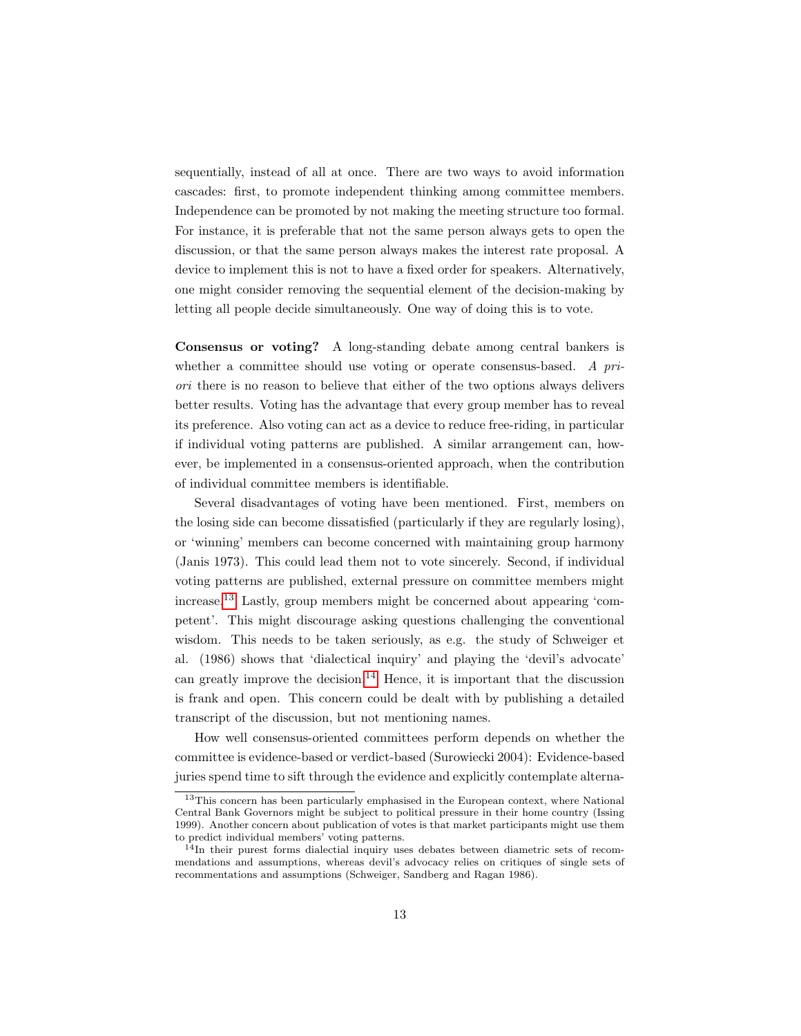sequentially, instead of all at once. There are two ways to avoid information cascades: first, to promote independent thinking among committee members. Independence can be promoted by not making the meeting structure too formal. For instance, it is preferable that not the same person always gets to open the discussion, or that the same person always makes the interest rate proposal. A device to implement this is not to have a fixed order for speakers. Alternatively, one might consider removing the sequential element of the decision-making by letting all people decide simultaneously. One way of doing this is to vote.

**Consensus or voting?** A long-standing debate among central bankers is whether a committee should use voting or operate consensus-based. *A priori* there is no reason to believe that either of the two options always delivers better results. Voting has the advantage that every group member has to reveal its preference. Also voting can act as a device to reduce free-riding, in particular if individual voting patterns are published. A similar arrangement can, however, be implemented in a consensus-oriented approach, when the contribution of individual committee members is identifiable.

Several disadvantages of voting have been mentioned. First, members on the losing side can become dissatisfied (particularly if they are regularly losing), or 'winning' members can become concerned with maintaining group harmony (Janis 1973). This could lead them not to vote sincerely. Second, if individual voting patterns are published, external pressure on committee members might increase.[13] Lastly, group members might be concerned about appearing 'competent'. This might discourage asking questions challenging the conventional wisdom. This needs to be taken seriously, as e.g. the study of Schweiger et al. (1986) shows that 'dialectical inquiry' and playing the 'devil's advocate' can greatly improve the decision.[14] Hence, it is important that the discussion is frank and open. This concern could be dealt with by publishing a detailed transcript of the discussion, but not mentioning names.

How well consensus-oriented committees perform depends on whether the committee is evidence-based or verdict-based (Surowiecki 2004): Evidence-based juries spend time to sift through the evidence and explicitly contemplate alterna-

[13]This concern has been particularly emphasised in the European context, where National Central Bank Governors might be subject to political pressure in their home country (Issing 1999). Another concern about publication of votes is that market participants might use them to predict individual members' voting patterns.

[14]In their purest forms dialectial inquiry uses debates between diametric sets of recommendations and assumptions, whereas devil's advocacy relies on critiques of single sets of recommentations and assumptions (Schweiger, Sandberg and Ragan 1986).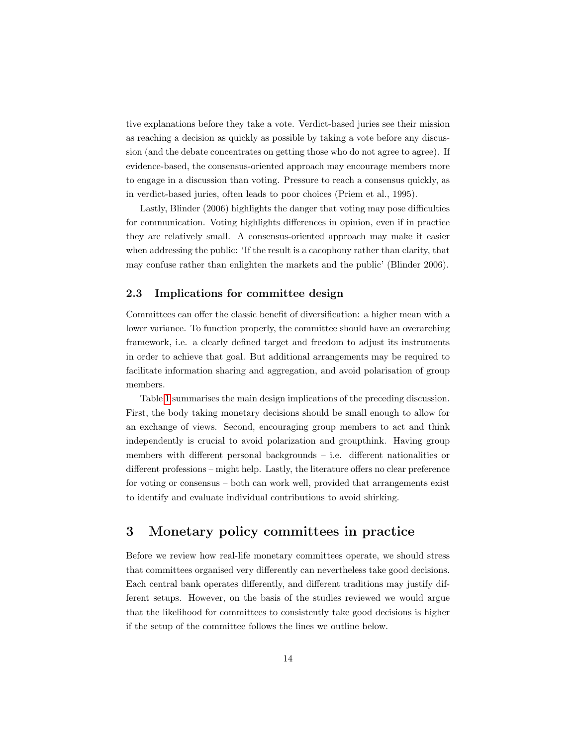tive explanations before they take a vote. Verdict-based juries see their mission as reaching a decision as quickly as possible by taking a vote before any discussion (and the debate concentrates on getting those who do not agree to agree). If evidence-based, the consensus-oriented approach may encourage members more to engage in a discussion than voting. Pressure to reach a consensus quickly, as in verdict-based juries, often leads to poor choices (Priem et al., 1995).

Lastly, Blinder (2006) highlights the danger that voting may pose difficulties for communication. Voting highlights differences in opinion, even if in practice they are relatively small. A consensus-oriented approach may make it easier when addressing the public: 'If the result is a cacophony rather than clarity, that may confuse rather than enlighten the markets and the public' (Blinder 2006).

### 2.3 Implications for committee design

Committees can offer the classic benefit of diversification: a higher mean with a lower variance. To function properly, the committee should have an overarching framework, i.e. a clearly defined target and freedom to adjust its instruments in order to achieve that goal. But additional arrangements may be required to facilitate information sharing and aggregation, and avoid polarisation of group members.

Table 1 summarises the main design implications of the preceding discussion. First, the body taking monetary decisions should be small enough to allow for an exchange of views. Second, encouraging group members to act and think independently is crucial to avoid polarization and groupthink. Having group members with different personal backgrounds – i.e. different nationalities or different professions – might help. Lastly, the literature offers no clear preference for voting or consensus – both can work well, provided that arrangements exist to identify and evaluate individual contributions to avoid shirking.

## 3 Monetary policy committees in practice

Before we review how real-life monetary committees operate, we should stress that committees organised very differently can nevertheless take good decisions. Each central bank operates differently, and different traditions may justify different setups. However, on the basis of the studies reviewed we would argue that the likelihood for committees to consistently take good decisions is higher if the setup of the committee follows the lines we outline below.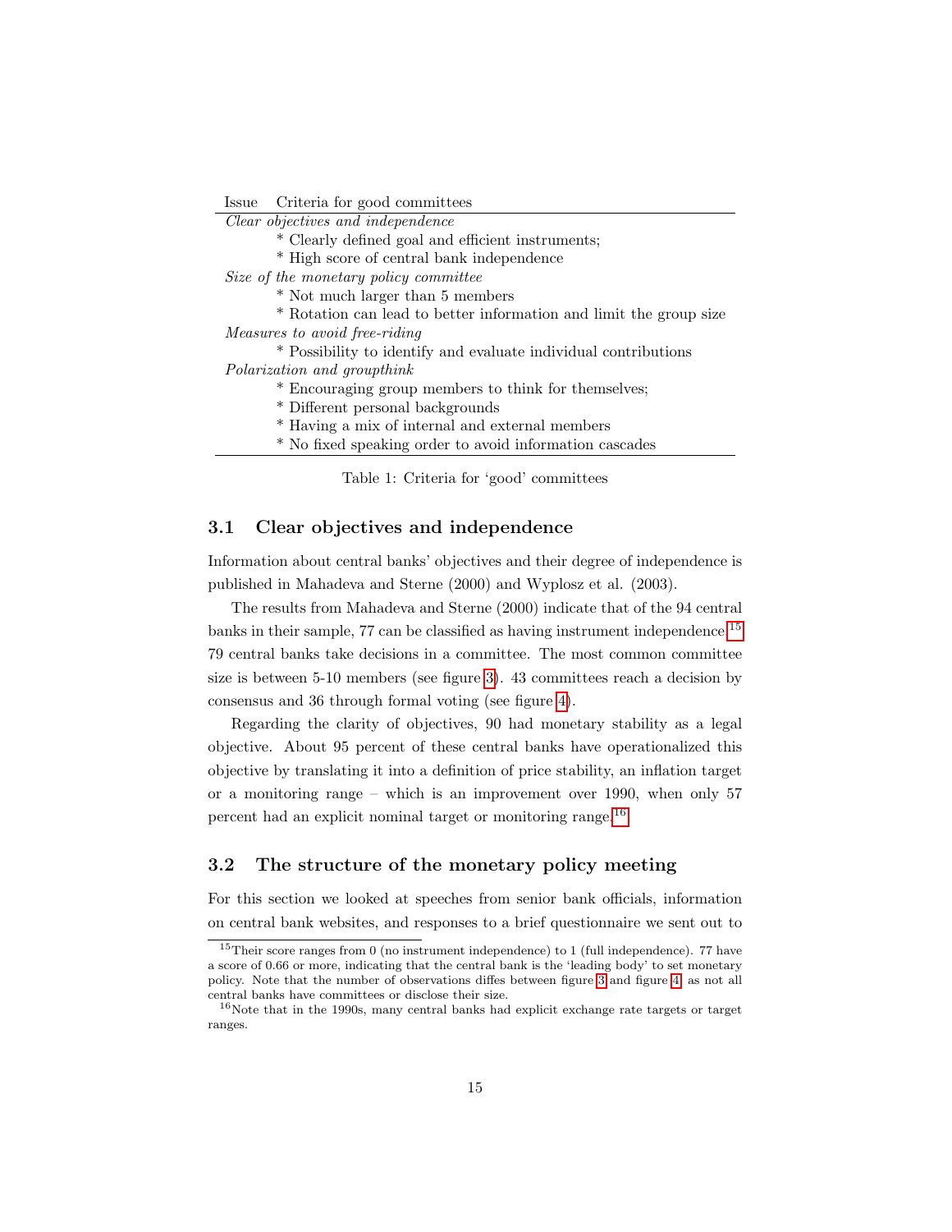| Issue | Criteria for good committees |
|---|---|
| *Clear objectives and independence* | |
| | * Clearly defined goal and efficient instruments; |
| | * High score of central bank independence |
| *Size of the monetary policy committee* | |
| | * Not much larger than 5 members |
| | * Rotation can lead to better information and limit the group size |
| *Measures to avoid free-riding* | |
| | * Possibility to identify and evaluate individual contributions |
| *Polarization and groupthink* | |
| | * Encouraging group members to think for themselves; |
| | * Different personal backgrounds |
| | * Having a mix of internal and external members |
| | * No fixed speaking order to avoid information cascades |

Table 1: Criteria for 'good' committees

### 3.1 Clear objectives and independence

Information about central banks' objectives and their degree of independence is published in Mahadeva and Sterne (2000) and Wyplosz et al. (2003).

The results from Mahadeva and Sterne (2000) indicate that of the 94 central banks in their sample, 77 can be classified as having instrument independence.[15] 79 central banks take decisions in a committee. The most common committee size is between 5-10 members (see figure 3). 43 committees reach a decision by consensus and 36 through formal voting (see figure 4).

Regarding the clarity of objectives, 90 had monetary stability as a legal objective. About 95 percent of these central banks have operationalized this objective by translating it into a definition of price stability, an inflation target or a monitoring range – which is an improvement over 1990, when only 57 percent had an explicit nominal target or monitoring range.[16]

### 3.2 The structure of the monetary policy meeting

For this section we looked at speeches from senior bank officials, information on central bank websites, and responses to a brief questionnaire we sent out to

[15] Their score ranges from 0 (no instrument independence) to 1 (full independence). 77 have a score of 0.66 or more, indicating that the central bank is the 'leading body' to set monetary policy. Note that the number of observations diffes between figure 3 and figure 4, as not all central banks have committees or disclose their size.

[16] Note that in the 1990s, many central banks had explicit exchange rate targets or target ranges.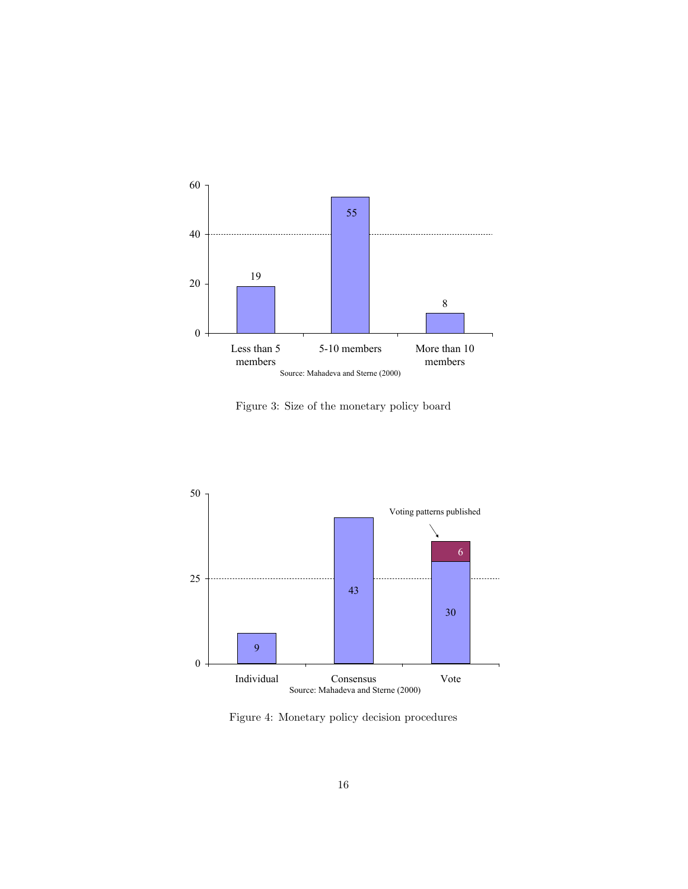Figure 3: Size of the monetary policy board

Figure 4: Monetary policy decision procedures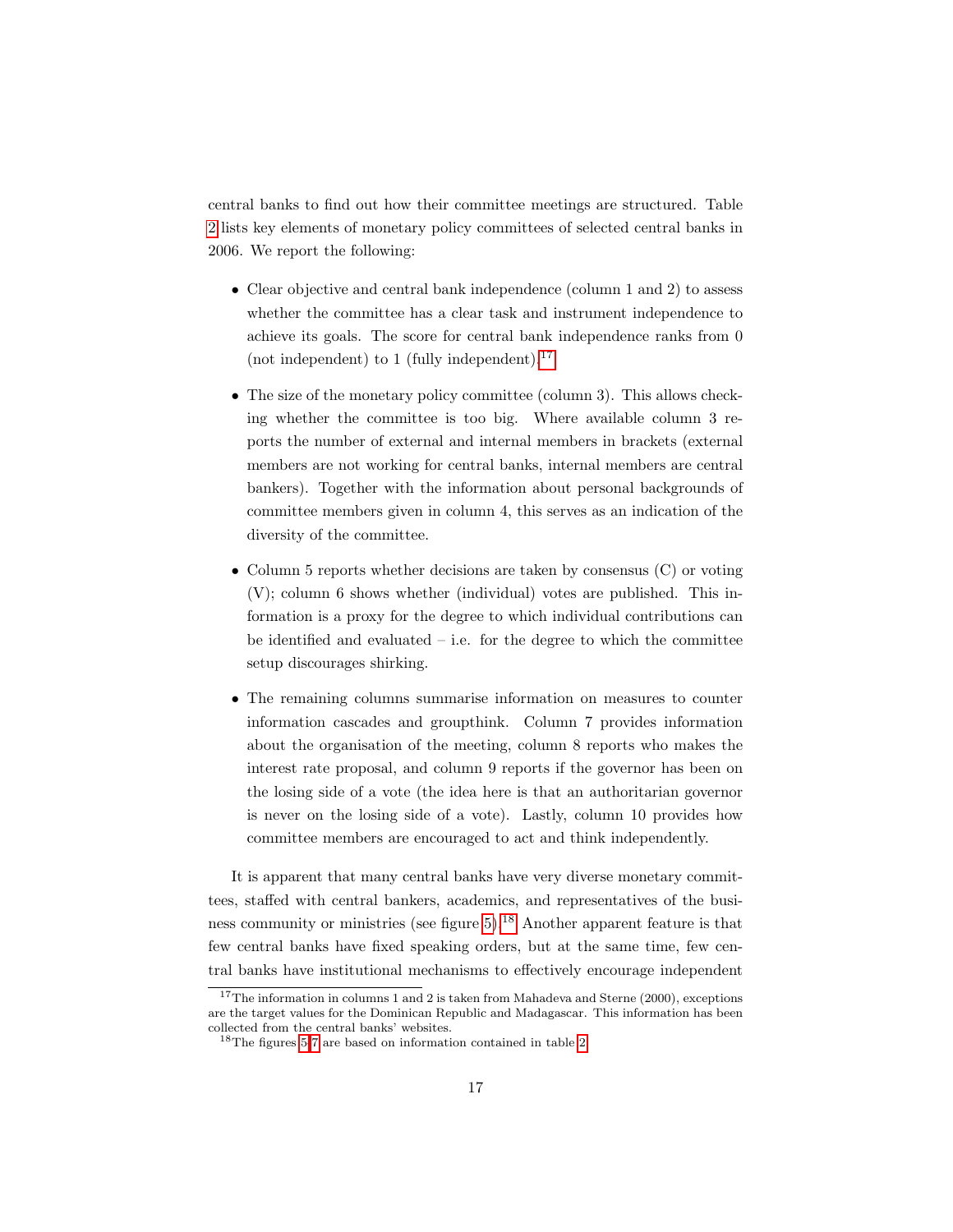central banks to find out how their committee meetings are structured. Table 2 lists key elements of monetary policy committees of selected central banks in 2006. We report the following:

- Clear objective and central bank independence (column 1 and 2) to assess whether the committee has a clear task and instrument independence to achieve its goals. The score for central bank independence ranks from 0 (not independent) to 1 (fully independent).[17]

- The size of the monetary policy committee (column 3). This allows checking whether the committee is too big. Where available column 3 reports the number of external and internal members in brackets (external members are not working for central banks, internal members are central bankers). Together with the information about personal backgrounds of committee members given in column 4, this serves as an indication of the diversity of the committee.

- Column 5 reports whether decisions are taken by consensus (C) or voting (V); column 6 shows whether (individual) votes are published. This information is a proxy for the degree to which individual contributions can be identified and evaluated – i.e. for the degree to which the committee setup discourages shirking.

- The remaining columns summarise information on measures to counter information cascades and groupthink. Column 7 provides information about the organisation of the meeting, column 8 reports who makes the interest rate proposal, and column 9 reports if the governor has been on the losing side of a vote (the idea here is that an authoritarian governor is never on the losing side of a vote). Lastly, column 10 provides how committee members are encouraged to act and think independently.

It is apparent that many central banks have very diverse monetary committees, staffed with central bankers, academics, and representatives of the business community or ministries (see figure 5).[18] Another apparent feature is that few central banks have fixed speaking orders, but at the same time, few central banks have institutional mechanisms to effectively encourage independent

[17] The information in columns 1 and 2 is taken from Mahadeva and Sterne (2000), exceptions are the target values for the Dominican Republic and Madagascar. This information has been collected from the central banks' websites.

[18] The figures 5-7 are based on information contained in table 2.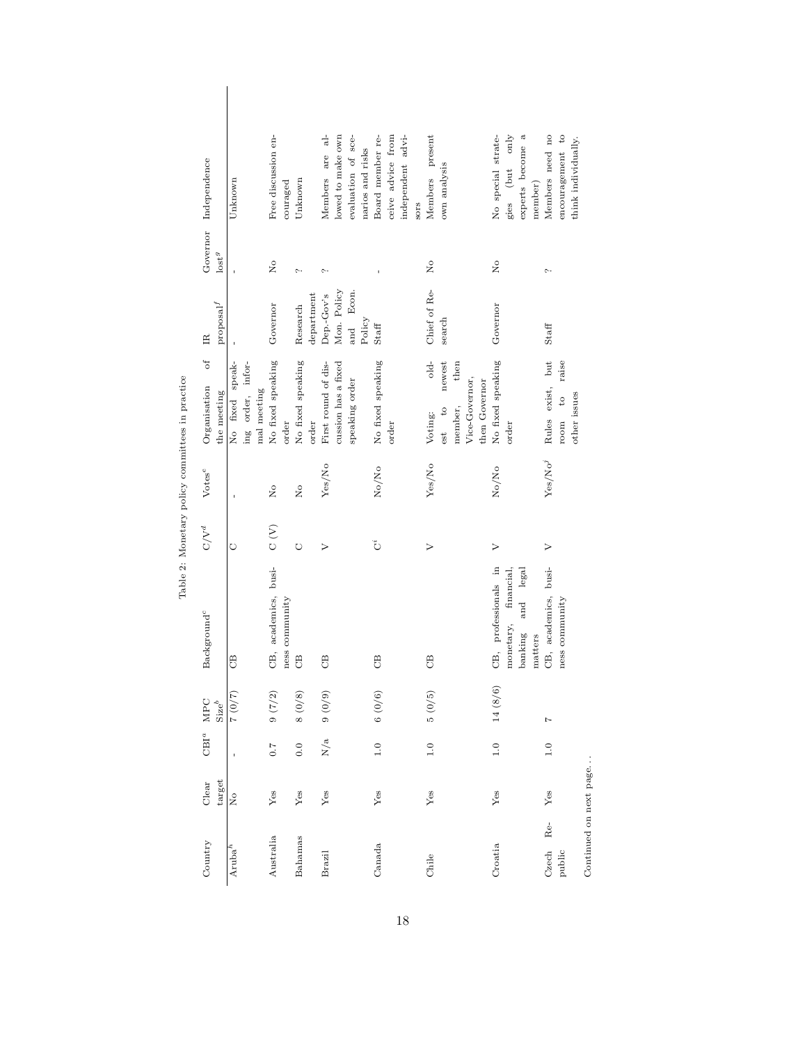Table 2: Monetary policy committees in practice

| Country | Clear target | CBI[a] | MPC Size[b] | Background[c] | C/V[d] | Votes[e] | Organisation of the meeting | IR proposal[f] | Governor lost[g] | Independence |
|---|---|---|---|---|---|---|---|---|---|---|
| Aruba[h] | No | - | 7 (0/7) | CB | C | - | No fixed speaking order, informal meeting | - | - | Unknown |
| Australia | Yes | 0.7 | 9 (7/2) | CB, academics, business community | C (V) | No | No fixed speaking order | Governor | No | Free discussion encouraged |
| Bahamas | Yes | 0.0 | 8 (0/8) | CB | C | No | No fixed speaking order | Research department | ? | Unknown |
| Brazil | Yes | N/a | 9 (0/9) | CB | V | Yes/No | First round of discussion has a fixed speaking order | Dep.-Gov's Mon. Policy and Econ. Policy | ? | Members are allowed to make own evaluation of scenarios and risks |
| Canada | Yes | 1.0 | 6 (0/6) | CB | C[i] | No/No | No fixed speaking order | Staff | - | Board member receive advice from independent advisors |
| Chile | Yes | 1.0 | 5 (0/5) | CB | V | Yes/No | Voting: oldest to newest member, then Vice-Governor, then Governor | Chief of Research | No | Members present own analysis |
| Croatia | Yes | 1.0 | 14 (8/6) | CB, professionals in monetary, financial, banking and legal matters | V | No/No | No fixed speaking order | Governor | No | No special strategies (but only experts become a member) |
| Czech Republic | Yes | 1.0 | 7 | CB, academics, business community | V | Yes/No[j] | Rules exist, but room to raise other issues | Staff | ? | Members need no encouragement to think individually. |

Continued on next page. . .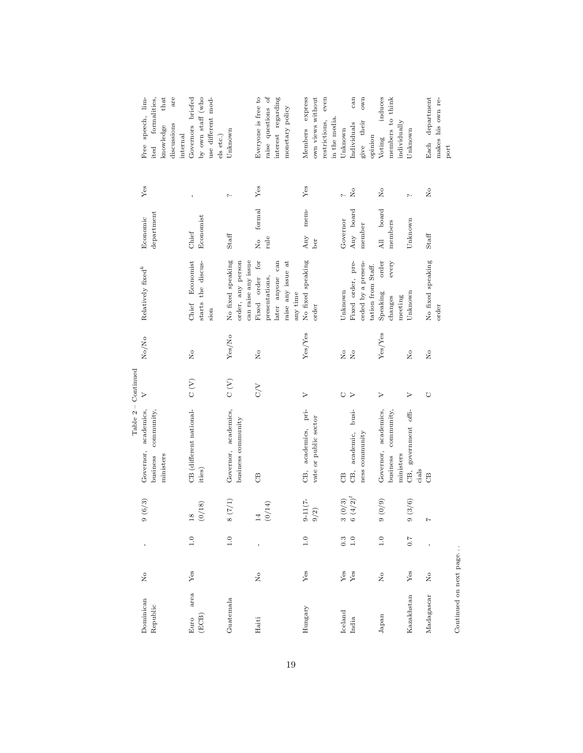Table 2 – Continued

| | | | | | | | | | | |
|---|---|---|---|---|---|---|---|---|---|---|
| Dominican Republic | No | - | 9 (6/3) | Governor, academics, business community, ministers | V | No/No | Relatively fixed[k] | Economic department | Yes | Free speech, limited formalities, knowledge that discussions are internal |
| Euro area (ECB) | Yes | 1.0 | 18 (0/18) | CB (different nationalities) | C (V) | No | Chief Economist starts the discussion | Chief Economist | - | Governors briefed by own staff (who use different models etc.) |
| Guatemala | | 1.0 | 8 (7/1) | Governor, academics, business community | C (V) | Yes/No | No fixed speaking order, any person can raise any issue | Staff | ? | Unknown |
| Haiti | No | - | 14 (0/14) | CB | C/V | No | Fixed order for presentations, later anyone can raise any issue at any time | No formal rule | Yes | Everyone is free to raise questions of interest regarding monetary policy |
| Hungary | Yes | 1.0 | 9-11(7-9/2) | CB, academics, private or public sector | V | Yes/Yes | No fixed speaking order | Any member | Yes | Members express own views without restrictions, even in the media. |
| Iceland | Yes | 0.3 | 3 (0/3) | CB | C | No | Unknown | Governor | ? | Unknown |
| India | Yes | 1.0 | 6 (4/2)[l] | CB, academic, business community | V | No | Fixed order, preceded by a presentation from Staff. | Any board member | No | Individuals can give their own opinion |
| Japan | No | 1.0 | 9 (0/9) | Governor, academics, business community, ministers | V | Yes/Yes | Speaking order changes every meeting | All board members | No | Voting induces members to think individually |
| Kazakhstan | Yes | 0.7 | 9 (3/6) | CB, government officials | V | No | Unknown | Unknown | ? | Unknown |
| Madagascar | No | - | 7 | CB | C | No | No fixed speaking order | Staff | No | Each department makes his own report |

Continued on next page. . .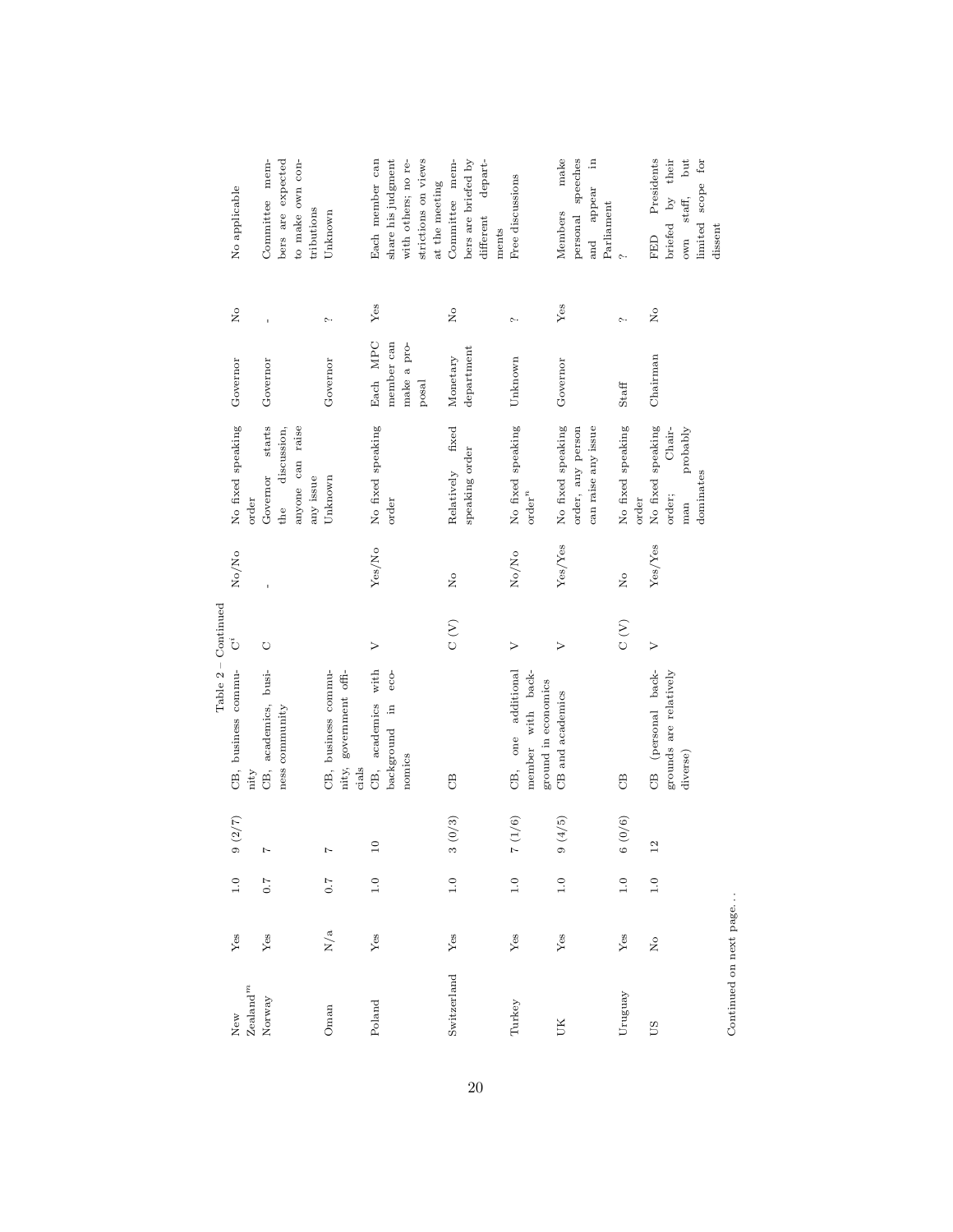Table 2 – Continued

| | | | | | | | | | | |
|---|---|---|---|---|---|---|---|---|---|---|
| New Zealand[m] | Yes | 1.0 | 9 (2/7) | CB, business community | C[i] | No/No | No fixed speaking order | Governor | No | No applicable |
| Norway | Yes | 0.7 | 7 | CB, academics, business community | C | - | Governor starts the discussion, anyone can raise any issue | Governor | - | Committee members are expected to make own contributions |
| Oman | N/a | 0.7 | 7 | CB, business community, government officials | | | Unknown | Governor | ? | Unknown |
| Poland | Yes | 1.0 | 10 | CB, academics with background in economics | V | Yes/No | No fixed speaking order | Each MPC member can make a proposal | Yes | Each member can share his judgment with others; no restrictions on views at the meeting |
| Switzerland | Yes | 1.0 | 3 (0/3) | CB | C (V) | No | Relatively fixed speaking order | Monetary department | No | Committee members are briefed by different departments |
| Turkey | Yes | 1.0 | 7 (1/6) | CB, one additional member with background in economics | V | No/No | No fixed speaking order[n] | Unknown | ? | Free discussions |
| UK | Yes | 1.0 | 9 (4/5) | CB and academics | V | Yes/Yes | No fixed speaking order, any person can raise any issue | Governor | Yes | Members make personal speeches and appear in Parliament |
| Uruguay | Yes | 1.0 | 6 (0/6) | CB | C (V) | No | No fixed speaking order | Staff | ? | ? |
| US | No | 1.0 | 12 | CB (personal backgrounds are relatively diverse) | V | Yes/Yes | No fixed speaking order; Chairman probably dominates | Chairman | No | FED Presidents briefed by their own staff, but limited scope for dissent |

Continued on next page. . .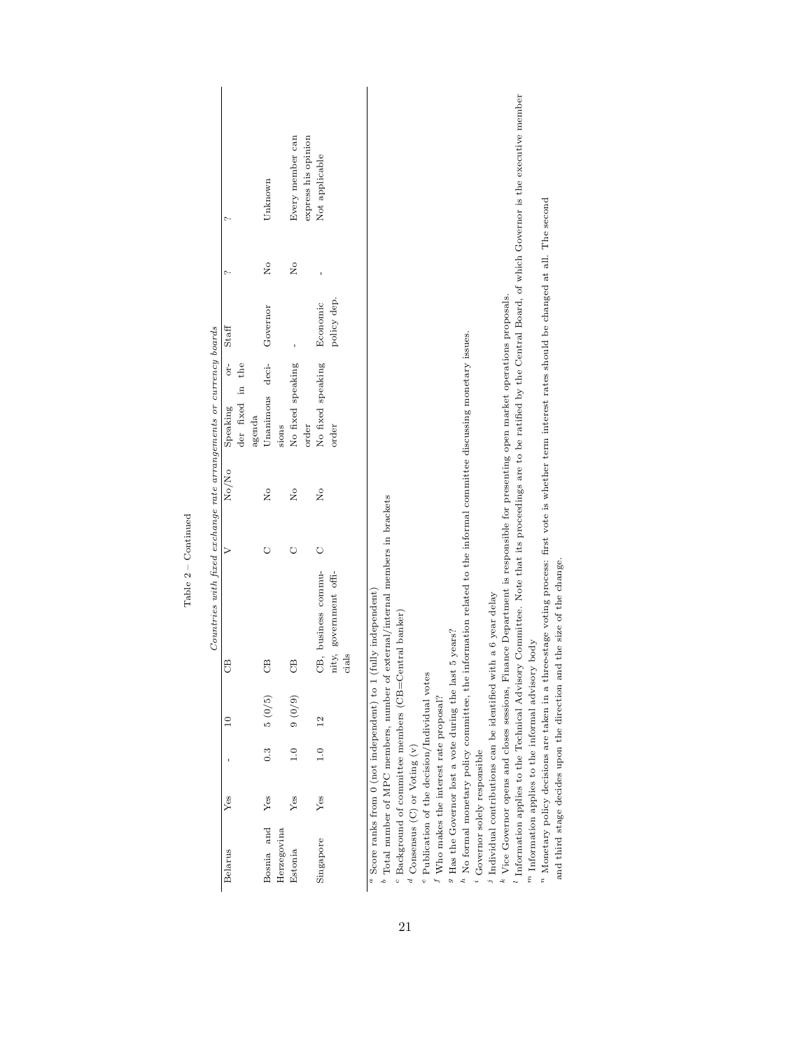Table 2 – Continued

*Countries with fixed exchange rate arrangements or currency boards*

| | | | | | | | | | | |
|---|---|---|---|---|---|---|---|---|---|---|
| Belarus | Yes | - | 10 | CB | V | No/No | Speaking order fixed in the agenda | Staff | ? | ? |
| Bosnia and Herzegovina | Yes | 0.3 | 5 (0/5) | CB | C | No | Unanimous decisions | Governor | No | Unknown |
| Estonia | Yes | 1.0 | 9 (0/9) | CB | C | No | No fixed speaking order | - | No | Every member can express his opinion |
| Singapore | Yes | 1.0 | 12 | CB, business community, government officials | C | No | No fixed speaking order | Economic policy dep. | - | Not applicable |

[a] Score ranks from 0 (not independent) to 1 (fully independent)
[b] Total number of MPC members, number of external/internal members in brackets
[c] Background of committee members (CB=Central banker)
[d] Consensus (C) or Voting (v)
[e] Publication of the decision/Individual votes
[f] Who makes the interest rate proposal?
[g] Has the Governor lost a vote during the last 5 years?
[h] No formal monetary policy committee, the information related to the informal committee discussing monetary issues.
[i] Governor solely responsible
[j] Individual contributions can be identified with a 6 year delay
[k] Vice Governor opens and closes sessions, Finance Department is responsible for presenting open market operations proposals.
[l] Information applies to the Technical Advisory Committee. Note that its proceedings are to be ratified by the Central Board, of which Governor is the executive member
[m] Information applies to the informal advisory body
[n] Monetary policy decisions are taken in a three-stage voting process: first vote is whether term interest rates should be changed at all. The second and third stage decides upon the direction and the size of the change.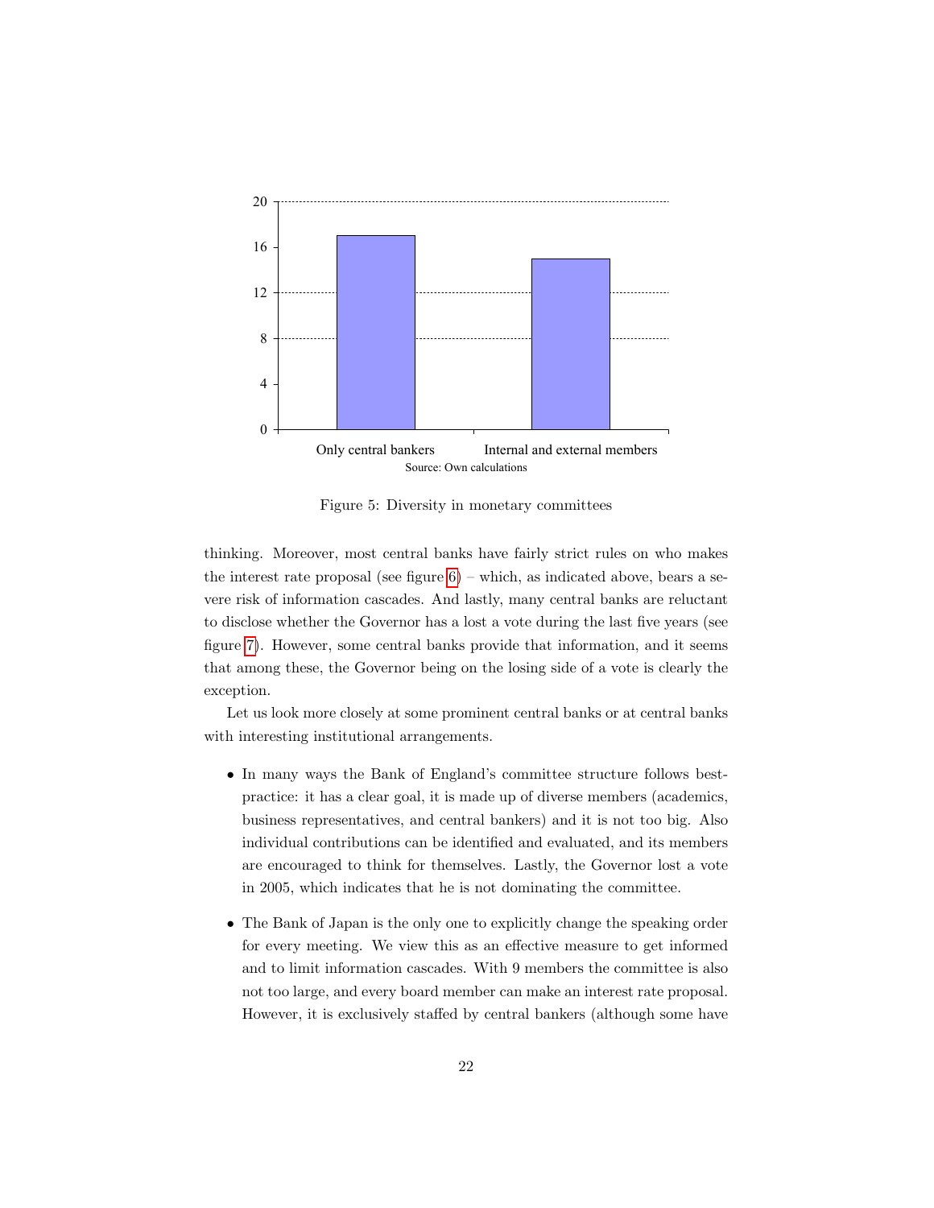Figure 5: Diversity in monetary committees

thinking. Moreover, most central banks have fairly strict rules on who makes the interest rate proposal (see figure 6) – which, as indicated above, bears a severe risk of information cascades. And lastly, many central banks are reluctant to disclose whether the Governor has a lost a vote during the last five years (see figure 7). However, some central banks provide that information, and it seems that among these, the Governor being on the losing side of a vote is clearly the exception.

Let us look more closely at some prominent central banks or at central banks with interesting institutional arrangements.

- In many ways the Bank of England's committee structure follows best-practice: it has a clear goal, it is made up of diverse members (academics, business representatives, and central bankers) and it is not too big. Also individual contributions can be identified and evaluated, and its members are encouraged to think for themselves. Lastly, the Governor lost a vote in 2005, which indicates that he is not dominating the committee.

- The Bank of Japan is the only one to explicitly change the speaking order for every meeting. We view this as an effective measure to get informed and to limit information cascades. With 9 members the committee is also not too large, and every board member can make an interest rate proposal. However, it is exclusively staffed by central bankers (although some have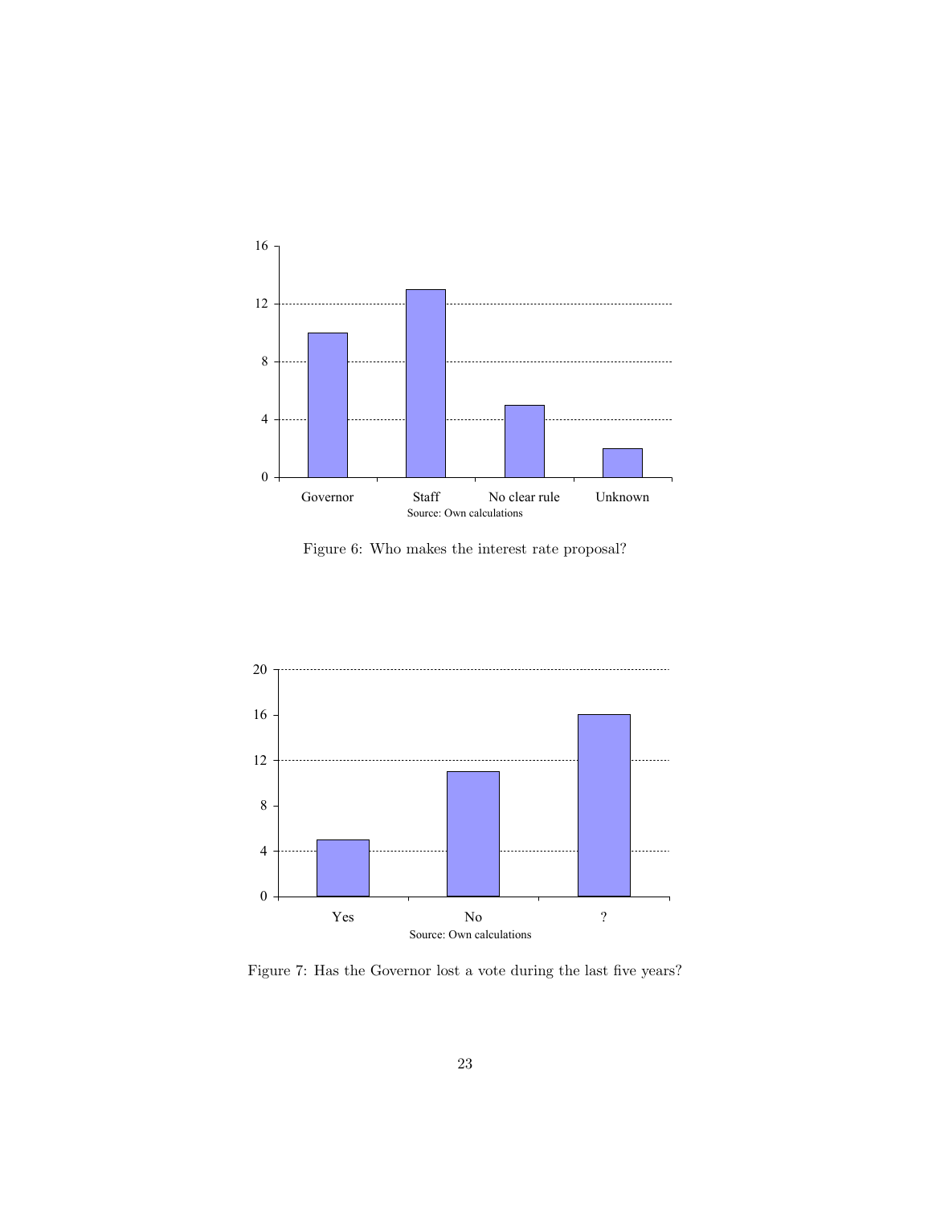Figure 6: Who makes the interest rate proposal?

Figure 7: Has the Governor lost a vote during the last five years?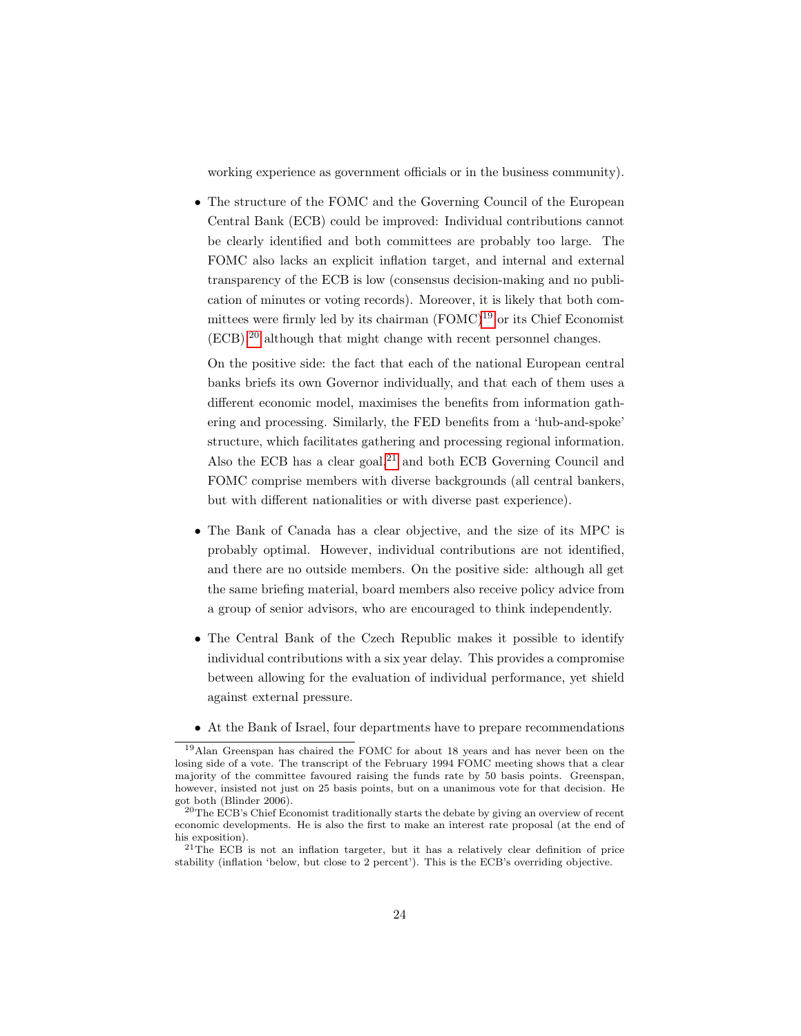working experience as government officials or in the business community).

- The structure of the FOMC and the Governing Council of the European Central Bank (ECB) could be improved: Individual contributions cannot be clearly identified and both committees are probably too large. The FOMC also lacks an explicit inflation target, and internal and external transparency of the ECB is low (consensus decision-making and no publication of minutes or voting records). Moreover, it is likely that both committees were firmly led by its chairman (FOMC)[19] or its Chief Economist (ECB),[20] although that might change with recent personnel changes.

  On the positive side: the fact that each of the national European central banks briefs its own Governor individually, and that each of them uses a different economic model, maximises the benefits from information gathering and processing. Similarly, the FED benefits from a 'hub-and-spoke' structure, which facilitates gathering and processing regional information. Also the ECB has a clear goal,[21] and both ECB Governing Council and FOMC comprise members with diverse backgrounds (all central bankers, but with different nationalities or with diverse past experience).

- The Bank of Canada has a clear objective, and the size of its MPC is probably optimal. However, individual contributions are not identified, and there are no outside members. On the positive side: although all get the same briefing material, board members also receive policy advice from a group of senior advisors, who are encouraged to think independently.

- The Central Bank of the Czech Republic makes it possible to identify individual contributions with a six year delay. This provides a compromise between allowing for the evaluation of individual performance, yet shield against external pressure.

- At the Bank of Israel, four departments have to prepare recommendations

[19] Alan Greenspan has chaired the FOMC for about 18 years and has never been on the losing side of a vote. The transcript of the February 1994 FOMC meeting shows that a clear majority of the committee favoured raising the funds rate by 50 basis points. Greenspan, however, insisted not just on 25 basis points, but on a unanimous vote for that decision. He got both (Blinder 2006).

[20] The ECB's Chief Economist traditionally starts the debate by giving an overview of recent economic developments. He is also the first to make an interest rate proposal (at the end of his exposition).

[21] The ECB is not an inflation targeter, but it has a relatively clear definition of price stability (inflation 'below, but close to 2 percent'). This is the ECB's overriding objective.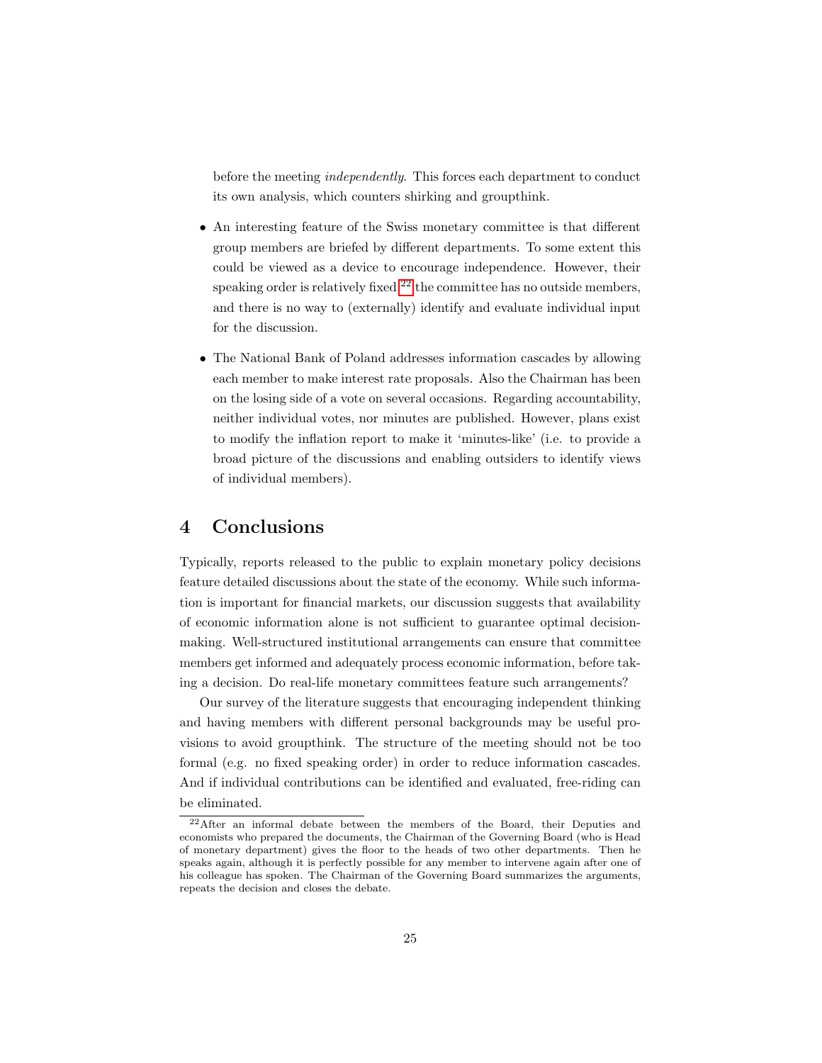before the meeting *independently*. This forces each department to conduct its own analysis, which counters shirking and groupthink.

- An interesting feature of the Swiss monetary committee is that different group members are briefed by different departments. To some extent this could be viewed as a device to encourage independence. However, their speaking order is relatively fixed,[22] the committee has no outside members, and there is no way to (externally) identify and evaluate individual input for the discussion.

- The National Bank of Poland addresses information cascades by allowing each member to make interest rate proposals. Also the Chairman has been on the losing side of a vote on several occasions. Regarding accountability, neither individual votes, nor minutes are published. However, plans exist to modify the inflation report to make it 'minutes-like' (i.e. to provide a broad picture of the discussions and enabling outsiders to identify views of individual members).

# 4 Conclusions

Typically, reports released to the public to explain monetary policy decisions feature detailed discussions about the state of the economy. While such information is important for financial markets, our discussion suggests that availability of economic information alone is not sufficient to guarantee optimal decision-making. Well-structured institutional arrangements can ensure that committee members get informed and adequately process economic information, before taking a decision. Do real-life monetary committees feature such arrangements?

Our survey of the literature suggests that encouraging independent thinking and having members with different personal backgrounds may be useful provisions to avoid groupthink. The structure of the meeting should not be too formal (e.g. no fixed speaking order) in order to reduce information cascades. And if individual contributions can be identified and evaluated, free-riding can be eliminated.

[22] After an informal debate between the members of the Board, their Deputies and economists who prepared the documents, the Chairman of the Governing Board (who is Head of monetary department) gives the floor to the heads of two other departments. Then he speaks again, although it is perfectly possible for any member to intervene again after one of his colleague has spoken. The Chairman of the Governing Board summarizes the arguments, repeats the decision and closes the debate.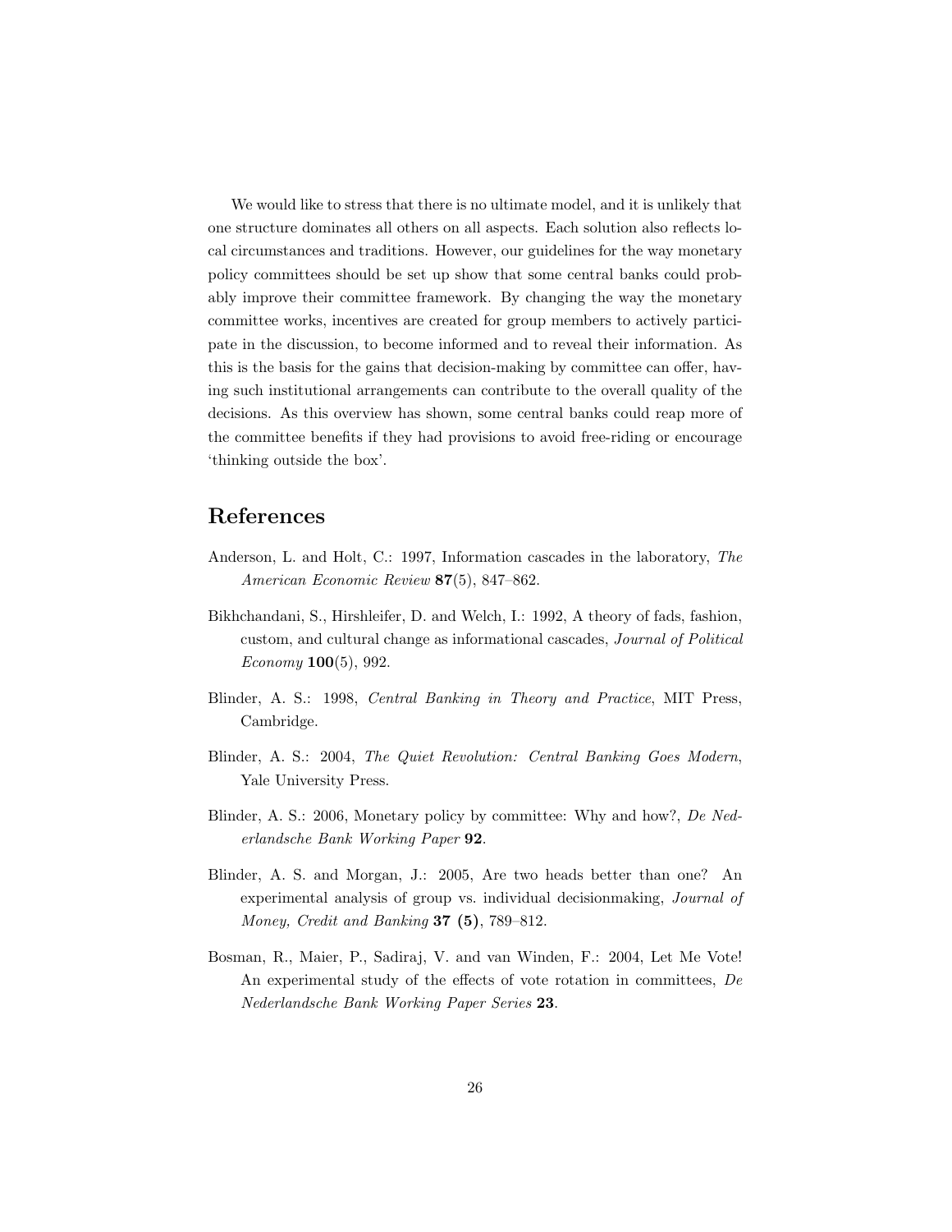We would like to stress that there is no ultimate model, and it is unlikely that one structure dominates all others on all aspects. Each solution also reflects local circumstances and traditions. However, our guidelines for the way monetary policy committees should be set up show that some central banks could probably improve their committee framework. By changing the way the monetary committee works, incentives are created for group members to actively participate in the discussion, to become informed and to reveal their information. As this is the basis for the gains that decision-making by committee can offer, having such institutional arrangements can contribute to the overall quality of the decisions. As this overview has shown, some central banks could reap more of the committee benefits if they had provisions to avoid free-riding or encourage 'thinking outside the box'.

## References

Anderson, L. and Holt, C.: 1997, Information cascades in the laboratory, *The American Economic Review* **87**(5), 847–862.

Bikhchandani, S., Hirshleifer, D. and Welch, I.: 1992, A theory of fads, fashion, custom, and cultural change as informational cascades, *Journal of Political Economy* **100**(5), 992.

Blinder, A. S.: 1998, *Central Banking in Theory and Practice*, MIT Press, Cambridge.

Blinder, A. S.: 2004, *The Quiet Revolution: Central Banking Goes Modern*, Yale University Press.

Blinder, A. S.: 2006, Monetary policy by committee: Why and how?, *De Nederlandsche Bank Working Paper* **92**.

Blinder, A. S. and Morgan, J.: 2005, Are two heads better than one? An experimental analysis of group vs. individual decisionmaking, *Journal of Money, Credit and Banking* **37 (5)**, 789–812.

Bosman, R., Maier, P., Sadiraj, V. and van Winden, F.: 2004, Let Me Vote! An experimental study of the effects of vote rotation in committees, *De Nederlandsche Bank Working Paper Series* **23**.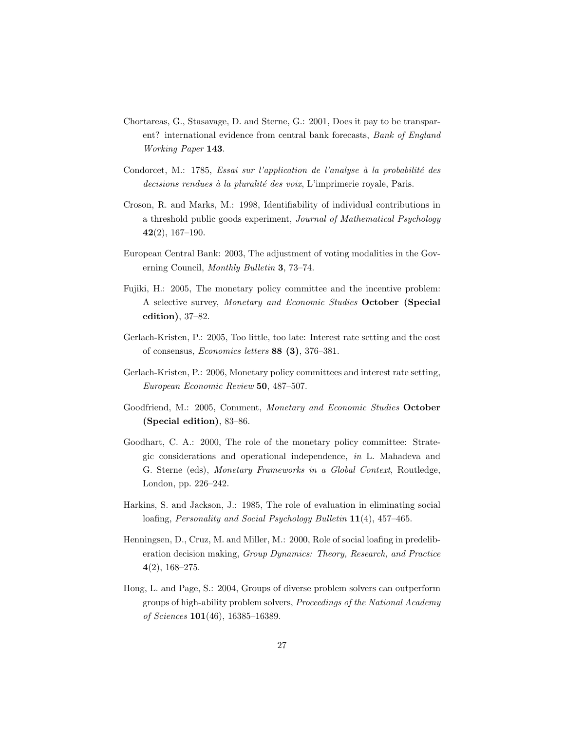Chortareas, G., Stasavage, D. and Sterne, G.: 2001, Does it pay to be transparent? international evidence from central bank forecasts, *Bank of England Working Paper* **143**.

Condorcet, M.: 1785, *Essai sur l'application de l'analyse à la probabilité des decisions rendues à la pluralité des voix*, L'imprimerie royale, Paris.

Croson, R. and Marks, M.: 1998, Identifiability of individual contributions in a threshold public goods experiment, *Journal of Mathematical Psychology* **42**(2), 167–190.

European Central Bank: 2003, The adjustment of voting modalities in the Governing Council, *Monthly Bulletin* **3**, 73–74.

Fujiki, H.: 2005, The monetary policy committee and the incentive problem: A selective survey, *Monetary and Economic Studies* **October (Special edition)**, 37–82.

Gerlach-Kristen, P.: 2005, Too little, too late: Interest rate setting and the cost of consensus, *Economics letters* **88 (3)**, 376–381.

Gerlach-Kristen, P.: 2006, Monetary policy committees and interest rate setting, *European Economic Review* **50**, 487–507.

Goodfriend, M.: 2005, Comment, *Monetary and Economic Studies* **October (Special edition)**, 83–86.

Goodhart, C. A.: 2000, The role of the monetary policy committee: Strategic considerations and operational independence, *in* L. Mahadeva and G. Sterne (eds), *Monetary Frameworks in a Global Context*, Routledge, London, pp. 226–242.

Harkins, S. and Jackson, J.: 1985, The role of evaluation in eliminating social loafing, *Personality and Social Psychology Bulletin* **11**(4), 457–465.

Henningsen, D., Cruz, M. and Miller, M.: 2000, Role of social loafing in predeliberation decision making, *Group Dynamics: Theory, Research, and Practice* **4**(2), 168–275.

Hong, L. and Page, S.: 2004, Groups of diverse problem solvers can outperform groups of high-ability problem solvers, *Proceedings of the National Academy of Sciences* **101**(46), 16385–16389.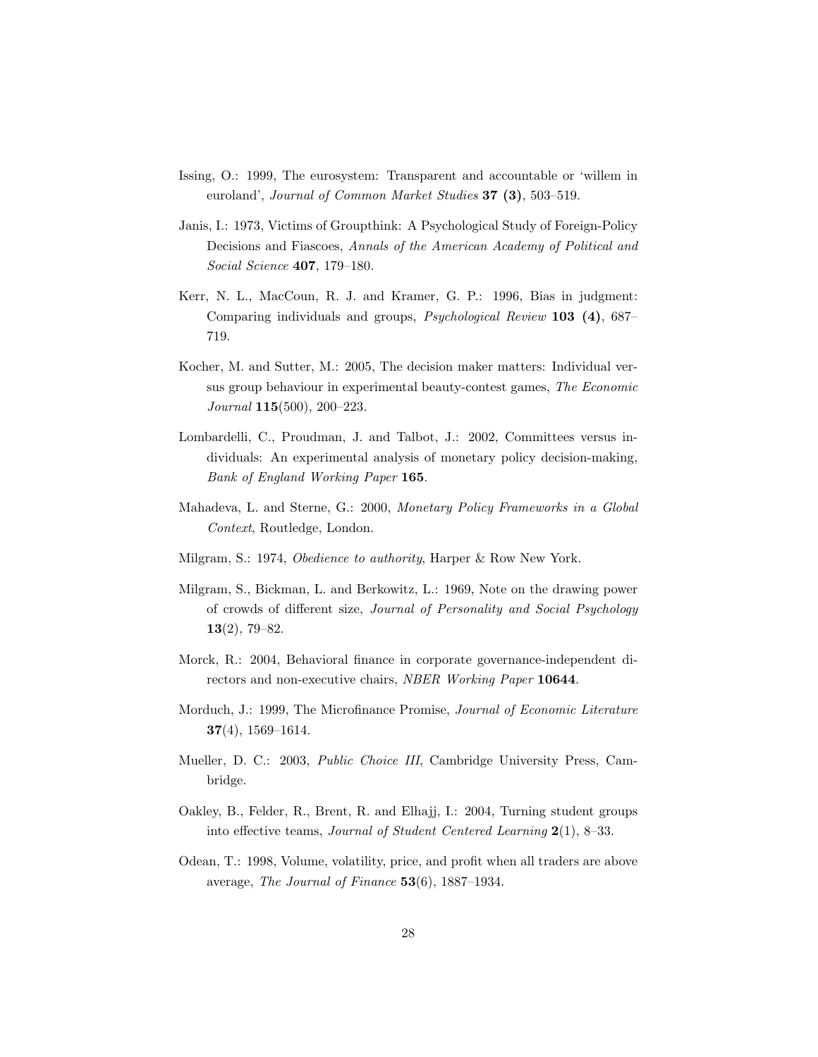Issing, O.: 1999, The eurosystem: Transparent and accountable or 'willem in euroland', *Journal of Common Market Studies* **37 (3)**, 503–519.

Janis, I.: 1973, Victims of Groupthink: A Psychological Study of Foreign-Policy Decisions and Fiascoes, *Annals of the American Academy of Political and Social Science* **407**, 179–180.

Kerr, N. L., MacCoun, R. J. and Kramer, G. P.: 1996, Bias in judgment: Comparing individuals and groups, *Psychological Review* **103 (4)**, 687–719.

Kocher, M. and Sutter, M.: 2005, The decision maker matters: Individual versus group behaviour in experimental beauty-contest games, *The Economic Journal* **115**(500), 200–223.

Lombardelli, C., Proudman, J. and Talbot, J.: 2002, Committees versus individuals: An experimental analysis of monetary policy decision-making, *Bank of England Working Paper* **165**.

Mahadeva, L. and Sterne, G.: 2000, *Monetary Policy Frameworks in a Global Context*, Routledge, London.

Milgram, S.: 1974, *Obedience to authority*, Harper & Row New York.

Milgram, S., Bickman, L. and Berkowitz, L.: 1969, Note on the drawing power of crowds of different size, *Journal of Personality and Social Psychology* **13**(2), 79–82.

Morck, R.: 2004, Behavioral finance in corporate governance-independent directors and non-executive chairs, *NBER Working Paper* **10644**.

Morduch, J.: 1999, The Microfinance Promise, *Journal of Economic Literature* **37**(4), 1569–1614.

Mueller, D. C.: 2003, *Public Choice III*, Cambridge University Press, Cambridge.

Oakley, B., Felder, R., Brent, R. and Elhajj, I.: 2004, Turning student groups into effective teams, *Journal of Student Centered Learning* **2**(1), 8–33.

Odean, T.: 1998, Volume, volatility, price, and profit when all traders are above average, *The Journal of Finance* **53**(6), 1887–1934.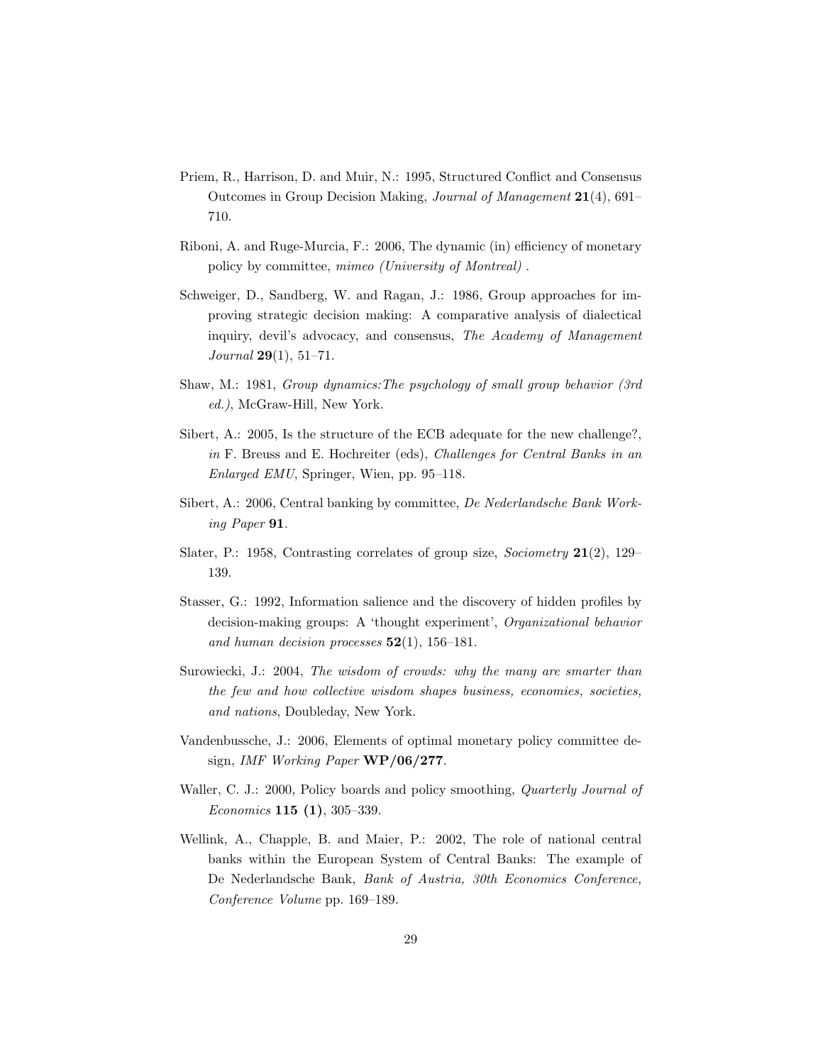Priem, R., Harrison, D. and Muir, N.: 1995, Structured Conflict and Consensus Outcomes in Group Decision Making, *Journal of Management* **21**(4), 691–710.

Riboni, A. and Ruge-Murcia, F.: 2006, The dynamic (in) efficiency of monetary policy by committee, *mimeo (University of Montreal)* .

Schweiger, D., Sandberg, W. and Ragan, J.: 1986, Group approaches for improving strategic decision making: A comparative analysis of dialectical inquiry, devil's advocacy, and consensus, *The Academy of Management Journal* **29**(1), 51–71.

Shaw, M.: 1981, *Group dynamics:The psychology of small group behavior (3rd ed.)*, McGraw-Hill, New York.

Sibert, A.: 2005, Is the structure of the ECB adequate for the new challenge?, *in* F. Breuss and E. Hochreiter (eds), *Challenges for Central Banks in an Enlarged EMU*, Springer, Wien, pp. 95–118.

Sibert, A.: 2006, Central banking by committee, *De Nederlandsche Bank Working Paper* **91**.

Slater, P.: 1958, Contrasting correlates of group size, *Sociometry* **21**(2), 129–139.

Stasser, G.: 1992, Information salience and the discovery of hidden profiles by decision-making groups: A 'thought experiment', *Organizational behavior and human decision processes* **52**(1), 156–181.

Surowiecki, J.: 2004, *The wisdom of crowds: why the many are smarter than the few and how collective wisdom shapes business, economies, societies, and nations*, Doubleday, New York.

Vandenbussche, J.: 2006, Elements of optimal monetary policy committee design, *IMF Working Paper* **WP/06/277**.

Waller, C. J.: 2000, Policy boards and policy smoothing, *Quarterly Journal of Economics* **115 (1)**, 305–339.

Wellink, A., Chapple, B. and Maier, P.: 2002, The role of national central banks within the European System of Central Banks: The example of De Nederlandsche Bank, *Bank of Austria, 30th Economics Conference, Conference Volume* pp. 169–189.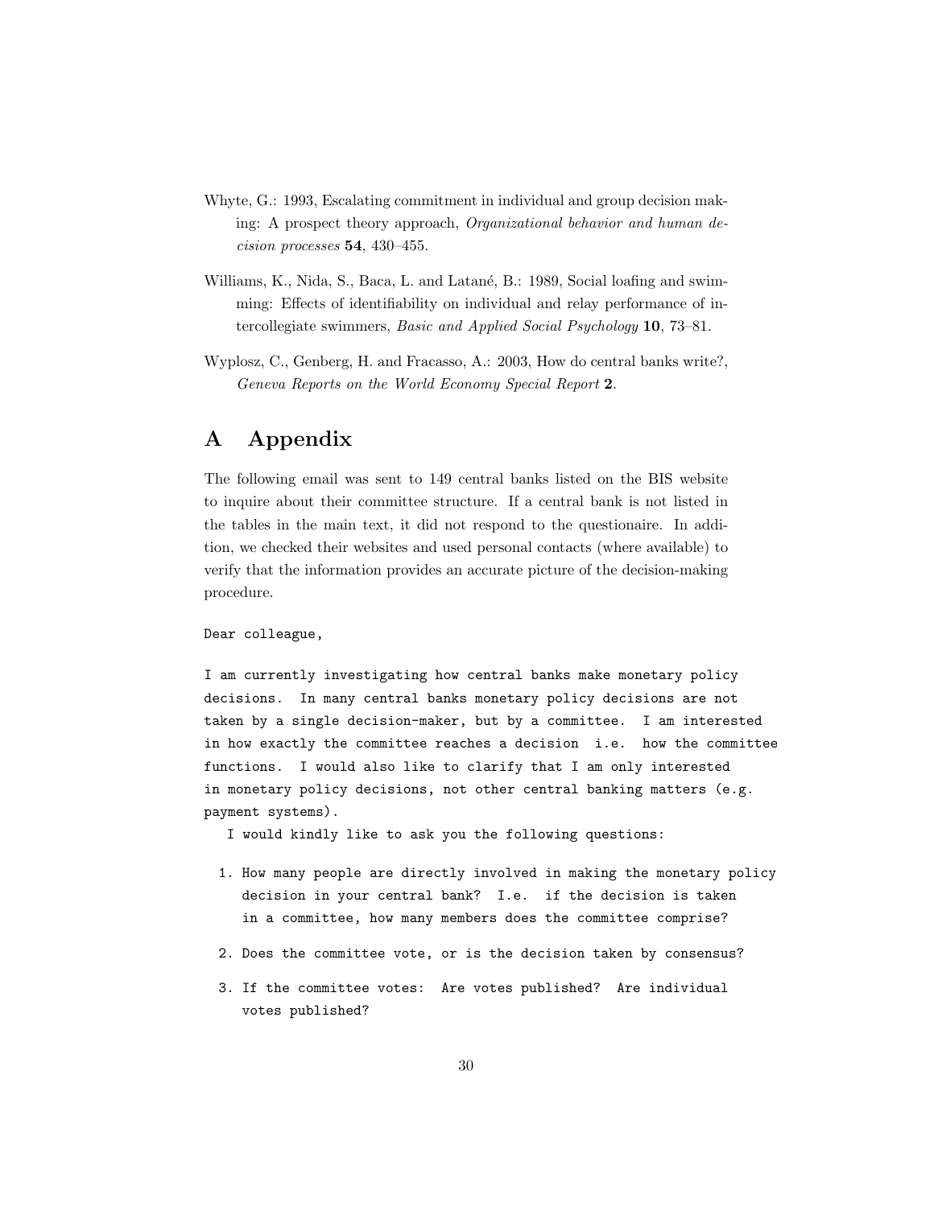Whyte, G.: 1993, Escalating commitment in individual and group decision making: A prospect theory approach, *Organizational behavior and human decision processes* **54**, 430–455.

Williams, K., Nida, S., Baca, L. and Latané, B.: 1989, Social loafing and swimming: Effects of identifiability on individual and relay performance of intercollegiate swimmers, *Basic and Applied Social Psychology* **10**, 73–81.

Wyplosz, C., Genberg, H. and Fracasso, A.: 2003, How do central banks write?, *Geneva Reports on the World Economy Special Report* **2**.

# A Appendix

The following email was sent to 149 central banks listed on the BIS website to inquire about their committee structure. If a central bank is not listed in the tables in the main text, it did not respond to the questionaire. In addition, we checked their websites and used personal contacts (where available) to verify that the information provides an accurate picture of the decision-making procedure.

```
Dear colleague,

I am currently investigating how central banks make monetary policy
decisions.  In many central banks monetary policy decisions are not
taken by a single decision-maker, but by a committee.  I am interested
in how exactly the committee reaches a decision  i.e.  how the committee
functions.  I would also like to clarify that I am only interested
in monetary policy decisions, not other central banking matters (e.g.
payment systems).
   I would kindly like to ask you the following questions:

  1. How many people are directly involved in making the monetary policy
     decision in your central bank?  I.e.  if the decision is taken
     in a committee, how many members does the committee comprise?

  2. Does the committee vote, or is the decision taken by consensus?

  3. If the committee votes:  Are votes published?  Are individual
     votes published?
```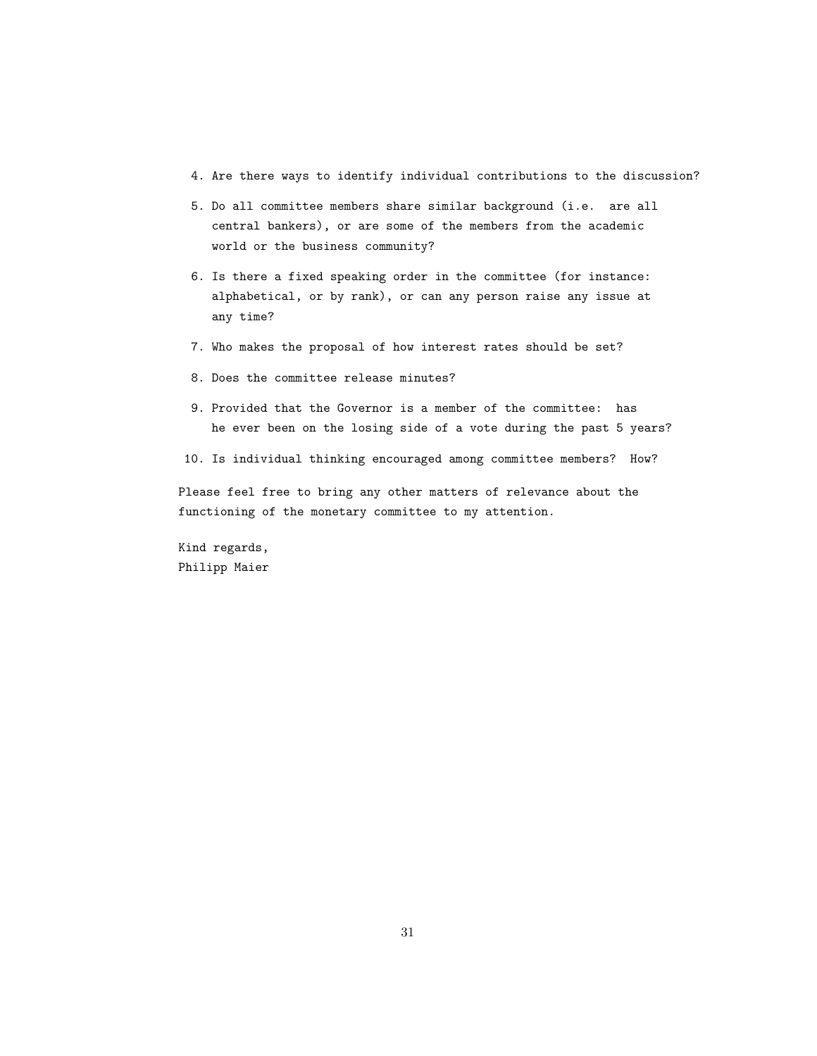4. Are there ways to identify individual contributions to the discussion?
5. Do all committee members share similar background (i.e. are all central bankers), or are some of the members from the academic world or the business community?
6. Is there a fixed speaking order in the committee (for instance: alphabetical, or by rank), or can any person raise any issue at any time?
7. Who makes the proposal of how interest rates should be set?
8. Does the committee release minutes?
9. Provided that the Governor is a member of the committee: has he ever been on the losing side of a vote during the past 5 years?
10. Is individual thinking encouraged among committee members? How?

Please feel free to bring any other matters of relevance about the functioning of the monetary committee to my attention.

Kind regards,
Philipp Maier